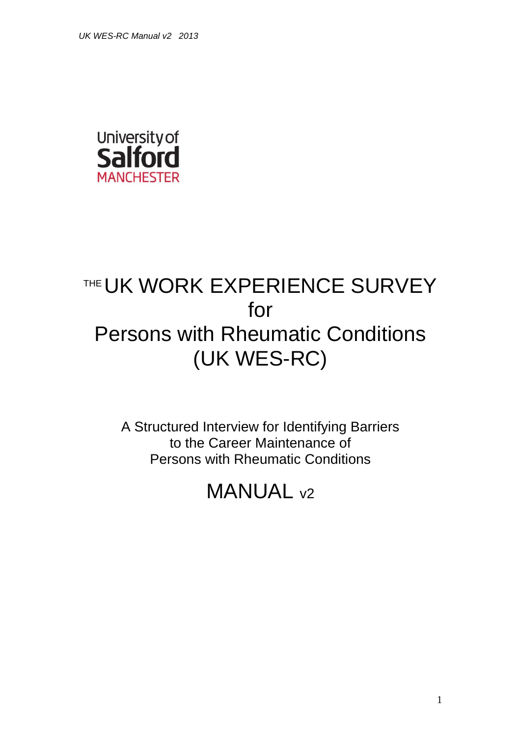University of Salford MANCHESTER

# THE UK WORK EXPERIENCE SURVEY for Persons with Rheumatic Conditions (UK WES-RC)

A Structured Interview for Identifying Barriers to the Career Maintenance of Persons with Rheumatic Conditions

## MANUAL v2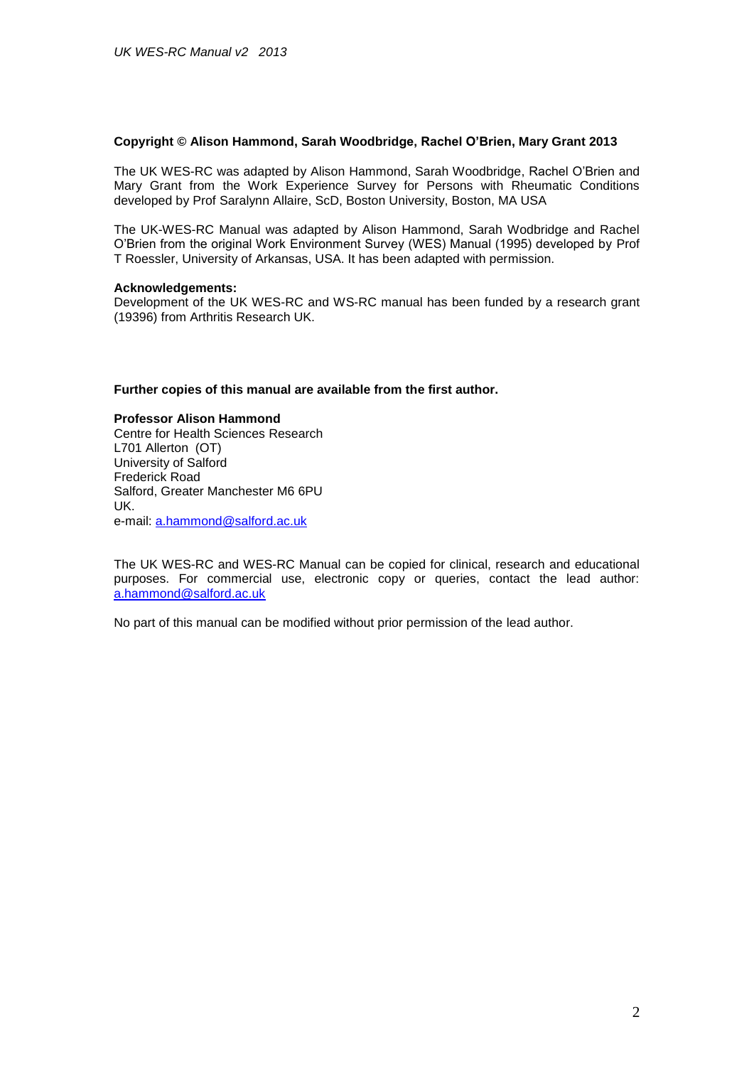**Copyright © Alison Hammond, Sarah Woodbridge, Rachel O'Brien, Mary Grant 2013**

The UK WES-RC was adapted by Alison Hammond, Sarah Woodbridge, Rachel O'Brien and Mary Grant from the Work Experience Survey for Persons with Rheumatic Conditions developed by Prof Saralynn Allaire, ScD, Boston University, Boston, MA USA

The UK-WES-RC Manual was adapted by Alison Hammond, Sarah Wodbridge and Rachel O'Brien from the original Work Environment Survey (WES) Manual (1995) developed by Prof T Roessler, University of Arkansas, USA. It has been adapted with permission.

**Acknowledgements:**
Development of the UK WES-RC and WS-RC manual has been funded by a research grant (19396) from Arthritis Research UK.

**Further copies of this manual are available from the first author.**

**Professor Alison Hammond**
Centre for Health Sciences Research
L701 Allerton (OT)
University of Salford
Frederick Road
Salford, Greater Manchester M6 6PU
UK.
e-mail: a.hammond@salford.ac.uk

The UK WES-RC and WES-RC Manual can be copied for clinical, research and educational purposes. For commercial use, electronic copy or queries, contact the lead author: a.hammond@salford.ac.uk

No part of this manual can be modified without prior permission of the lead author.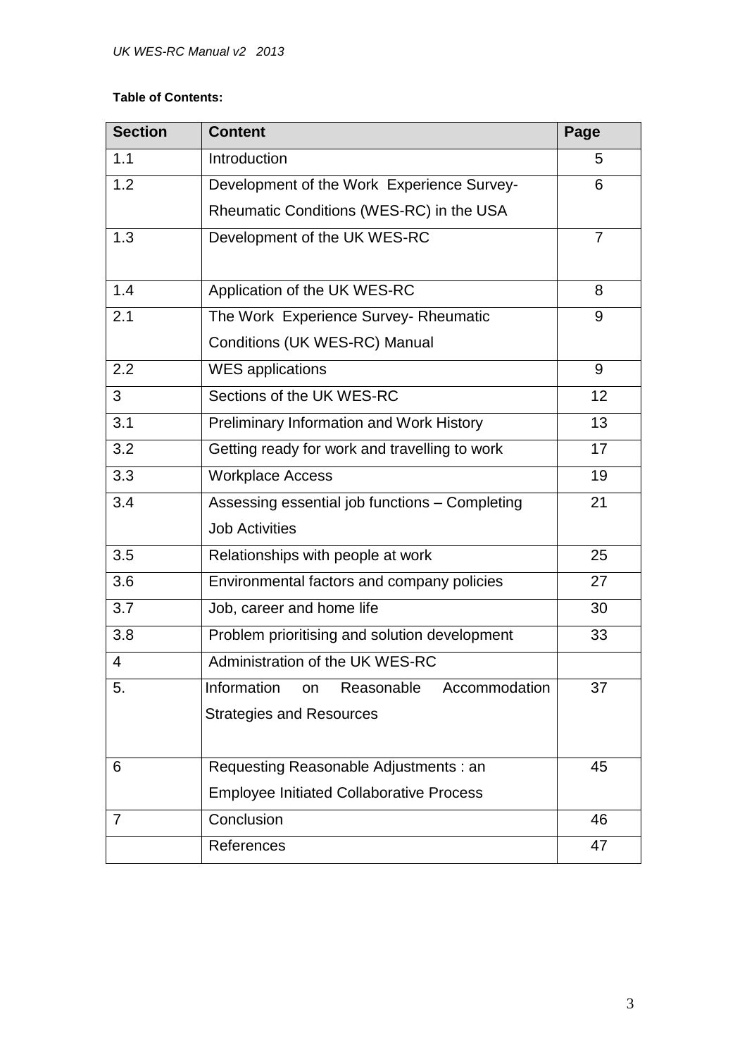**Table of Contents:**

| Section | Content | Page |
|---|---|---|
| 1.1 | Introduction | 5 |
| 1.2 | Development of the Work Experience Survey-Rheumatic Conditions (WES-RC) in the USA | 6 |
| 1.3 | Development of the UK WES-RC | 7 |
| 1.4 | Application of the UK WES-RC | 8 |
| 2.1 | The Work Experience Survey- Rheumatic Conditions (UK WES-RC) Manual | 9 |
| 2.2 | WES applications | 9 |
| 3 | Sections of the UK WES-RC | 12 |
| 3.1 | Preliminary Information and Work History | 13 |
| 3.2 | Getting ready for work and travelling to work | 17 |
| 3.3 | Workplace Access | 19 |
| 3.4 | Assessing essential job functions – Completing Job Activities | 21 |
| 3.5 | Relationships with people at work | 25 |
| 3.6 | Environmental factors and company policies | 27 |
| 3.7 | Job, career and home life | 30 |
| 3.8 | Problem prioritising and solution development | 33 |
| 4 | Administration of the UK WES-RC | |
| 5. | Information on Reasonable Accommodation Strategies and Resources | 37 |
| 6 | Requesting Reasonable Adjustments : an Employee Initiated Collaborative Process | 45 |
| 7 | Conclusion | 46 |
| | References | 47 |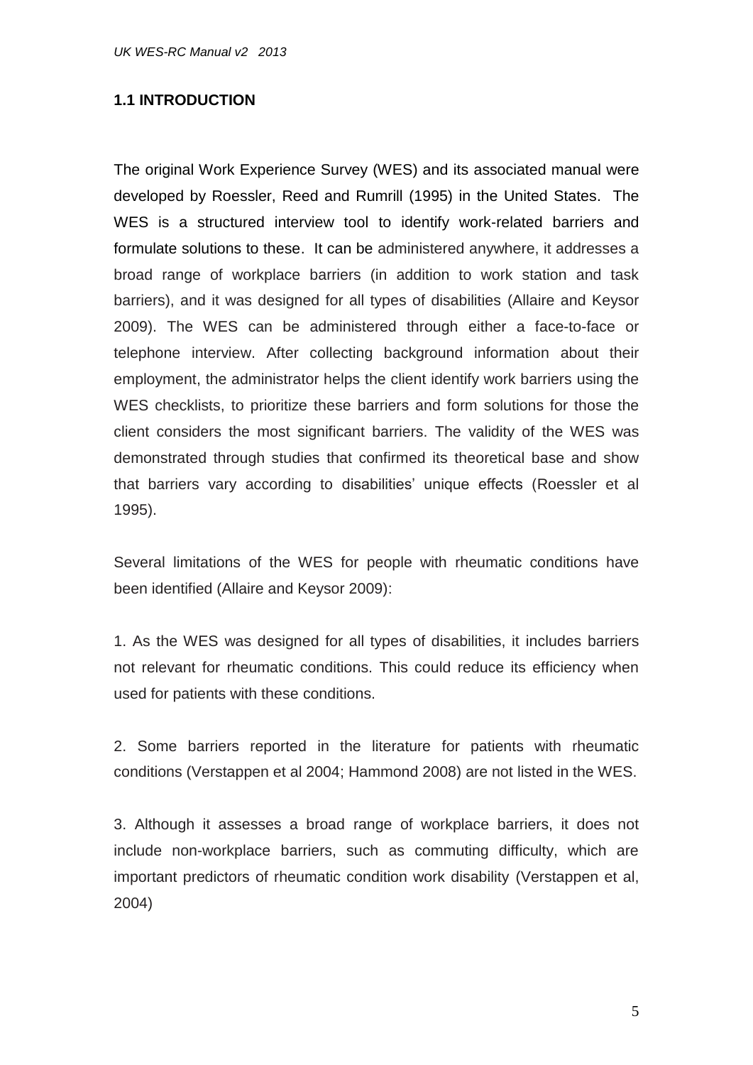## 1.1 INTRODUCTION

The original Work Experience Survey (WES) and its associated manual were developed by Roessler, Reed and Rumrill (1995) in the United States. The WES is a structured interview tool to identify work-related barriers and formulate solutions to these. It can be administered anywhere, it addresses a broad range of workplace barriers (in addition to work station and task barriers), and it was designed for all types of disabilities (Allaire and Keysor 2009). The WES can be administered through either a face-to-face or telephone interview. After collecting background information about their employment, the administrator helps the client identify work barriers using the WES checklists, to prioritize these barriers and form solutions for those the client considers the most significant barriers. The validity of the WES was demonstrated through studies that confirmed its theoretical base and show that barriers vary according to disabilities' unique effects (Roessler et al 1995).

Several limitations of the WES for people with rheumatic conditions have been identified (Allaire and Keysor 2009):

1. As the WES was designed for all types of disabilities, it includes barriers not relevant for rheumatic conditions. This could reduce its efficiency when used for patients with these conditions.

2. Some barriers reported in the literature for patients with rheumatic conditions (Verstappen et al 2004; Hammond 2008) are not listed in the WES.

3. Although it assesses a broad range of workplace barriers, it does not include non-workplace barriers, such as commuting difficulty, which are important predictors of rheumatic condition work disability (Verstappen et al, 2004)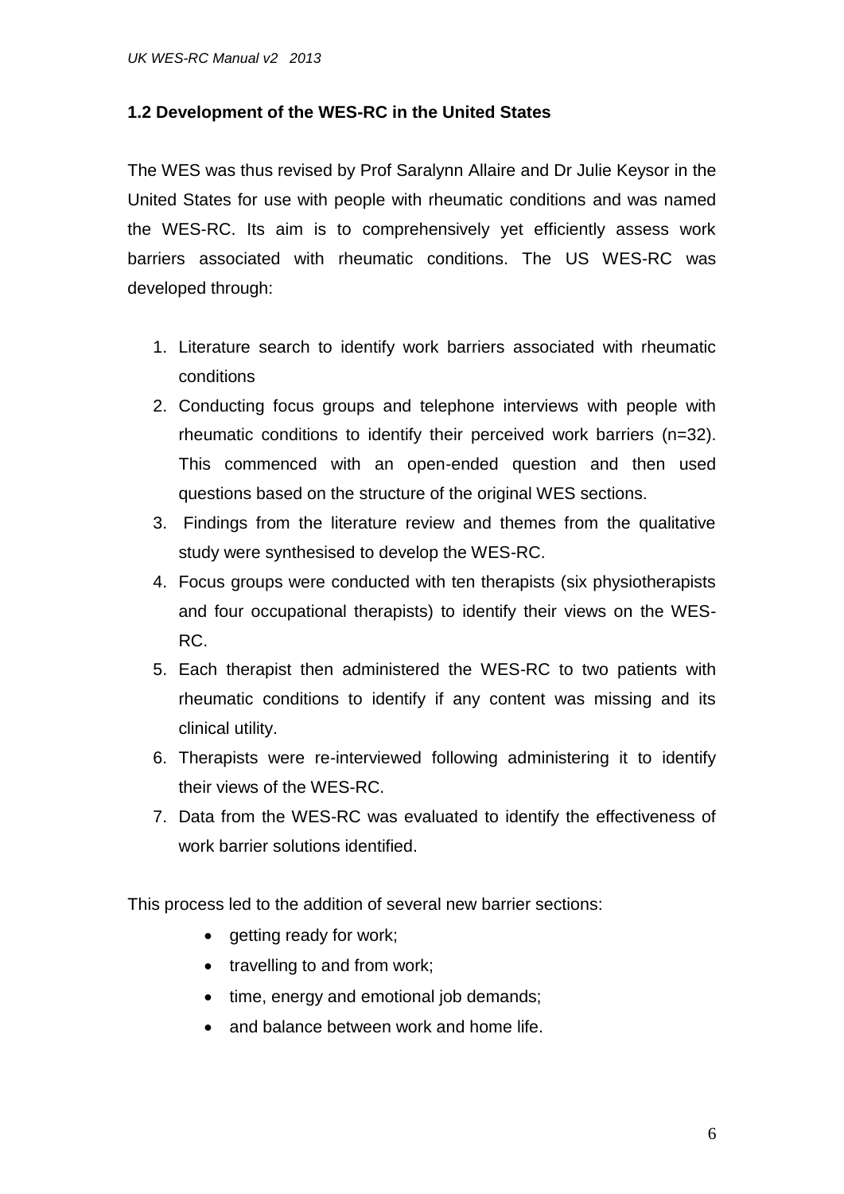## 1.2 Development of the WES-RC in the United States

The WES was thus revised by Prof Saralynn Allaire and Dr Julie Keysor in the United States for use with people with rheumatic conditions and was named the WES-RC. Its aim is to comprehensively yet efficiently assess work barriers associated with rheumatic conditions. The US WES-RC was developed through:

1. Literature search to identify work barriers associated with rheumatic conditions
2. Conducting focus groups and telephone interviews with people with rheumatic conditions to identify their perceived work barriers (n=32). This commenced with an open-ended question and then used questions based on the structure of the original WES sections.
3. Findings from the literature review and themes from the qualitative study were synthesised to develop the WES-RC.
4. Focus groups were conducted with ten therapists (six physiotherapists and four occupational therapists) to identify their views on the WES-RC.
5. Each therapist then administered the WES-RC to two patients with rheumatic conditions to identify if any content was missing and its clinical utility.
6. Therapists were re-interviewed following administering it to identify their views of the WES-RC.
7. Data from the WES-RC was evaluated to identify the effectiveness of work barrier solutions identified.

This process led to the addition of several new barrier sections:

- getting ready for work;
- travelling to and from work;
- time, energy and emotional job demands;
- and balance between work and home life.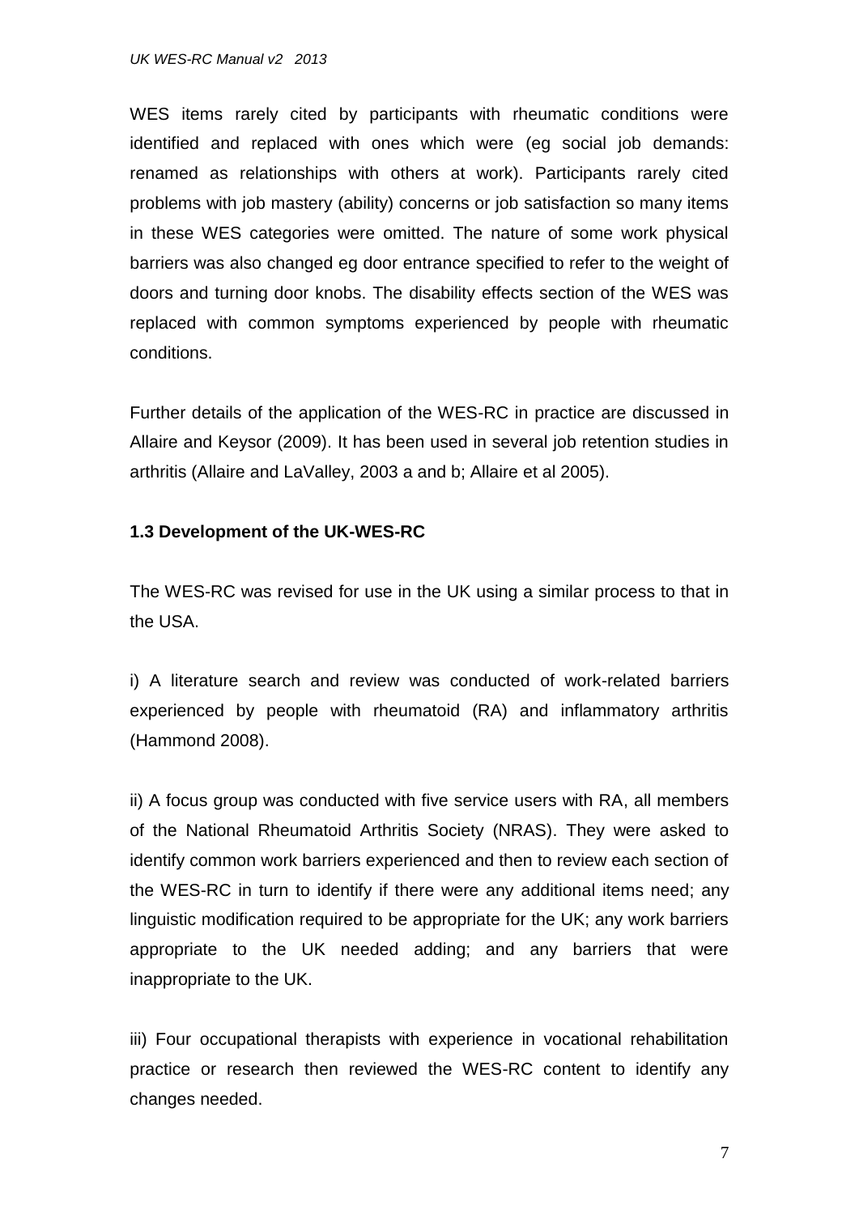WES items rarely cited by participants with rheumatic conditions were identified and replaced with ones which were (eg social job demands: renamed as relationships with others at work). Participants rarely cited problems with job mastery (ability) concerns or job satisfaction so many items in these WES categories were omitted. The nature of some work physical barriers was also changed eg door entrance specified to refer to the weight of doors and turning door knobs. The disability effects section of the WES was replaced with common symptoms experienced by people with rheumatic conditions.

Further details of the application of the WES-RC in practice are discussed in Allaire and Keysor (2009). It has been used in several job retention studies in arthritis (Allaire and LaValley, 2003 a and b; Allaire et al 2005).

### 1.3 Development of the UK-WES-RC

The WES-RC was revised for use in the UK using a similar process to that in the USA.

i) A literature search and review was conducted of work-related barriers experienced by people with rheumatoid (RA) and inflammatory arthritis (Hammond 2008).

ii) A focus group was conducted with five service users with RA, all members of the National Rheumatoid Arthritis Society (NRAS). They were asked to identify common work barriers experienced and then to review each section of the WES-RC in turn to identify if there were any additional items need; any linguistic modification required to be appropriate for the UK; any work barriers appropriate to the UK needed adding; and any barriers that were inappropriate to the UK.

iii) Four occupational therapists with experience in vocational rehabilitation practice or research then reviewed the WES-RC content to identify any changes needed.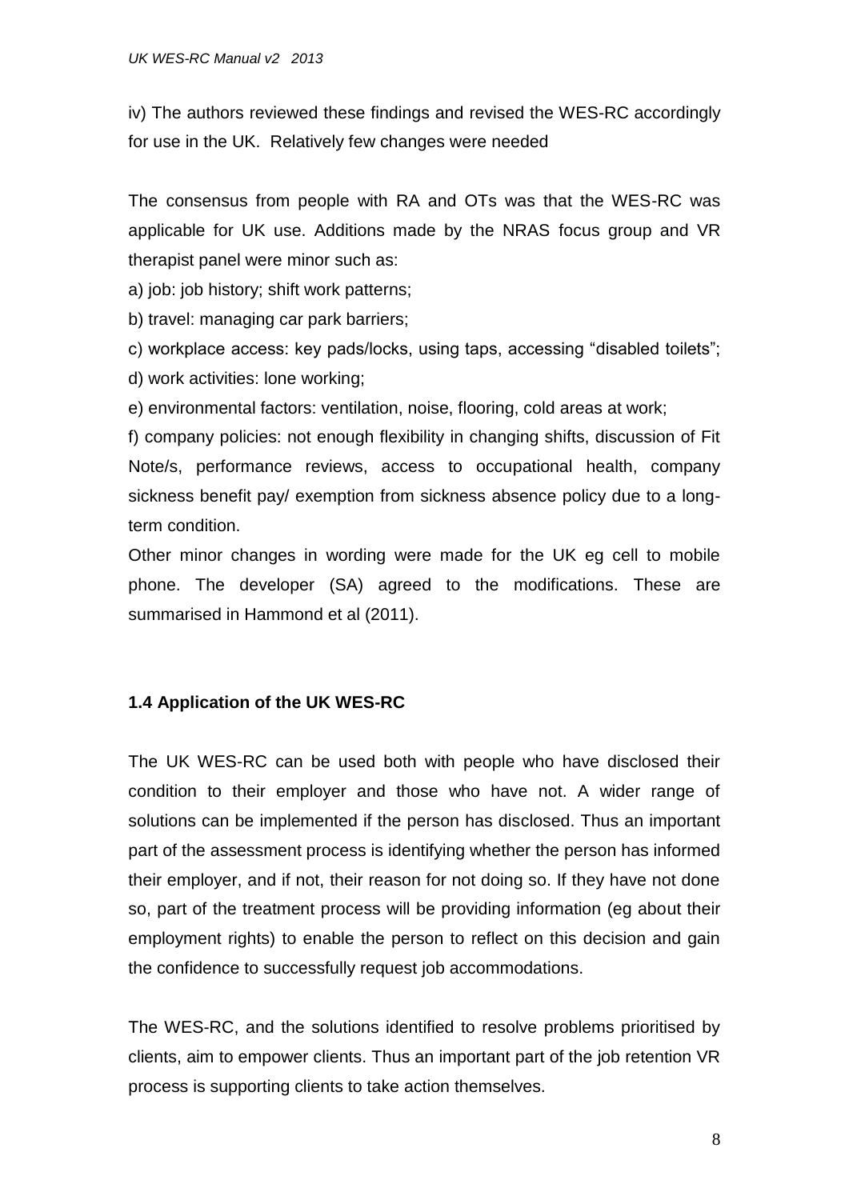iv) The authors reviewed these findings and revised the WES-RC accordingly for use in the UK. Relatively few changes were needed

The consensus from people with RA and OTs was that the WES-RC was applicable for UK use. Additions made by the NRAS focus group and VR therapist panel were minor such as:

a) job: job history; shift work patterns;

b) travel: managing car park barriers;

c) workplace access: key pads/locks, using taps, accessing "disabled toilets";

d) work activities: lone working;

e) environmental factors: ventilation, noise, flooring, cold areas at work;

f) company policies: not enough flexibility in changing shifts, discussion of Fit Note/s, performance reviews, access to occupational health, company sickness benefit pay/ exemption from sickness absence policy due to a long-term condition.

Other minor changes in wording were made for the UK eg cell to mobile phone. The developer (SA) agreed to the modifications. These are summarised in Hammond et al (2011).

### 1.4 Application of the UK WES-RC

The UK WES-RC can be used both with people who have disclosed their condition to their employer and those who have not. A wider range of solutions can be implemented if the person has disclosed. Thus an important part of the assessment process is identifying whether the person has informed their employer, and if not, their reason for not doing so. If they have not done so, part of the treatment process will be providing information (eg about their employment rights) to enable the person to reflect on this decision and gain the confidence to successfully request job accommodations.

The WES-RC, and the solutions identified to resolve problems prioritised by clients, aim to empower clients. Thus an important part of the job retention VR process is supporting clients to take action themselves.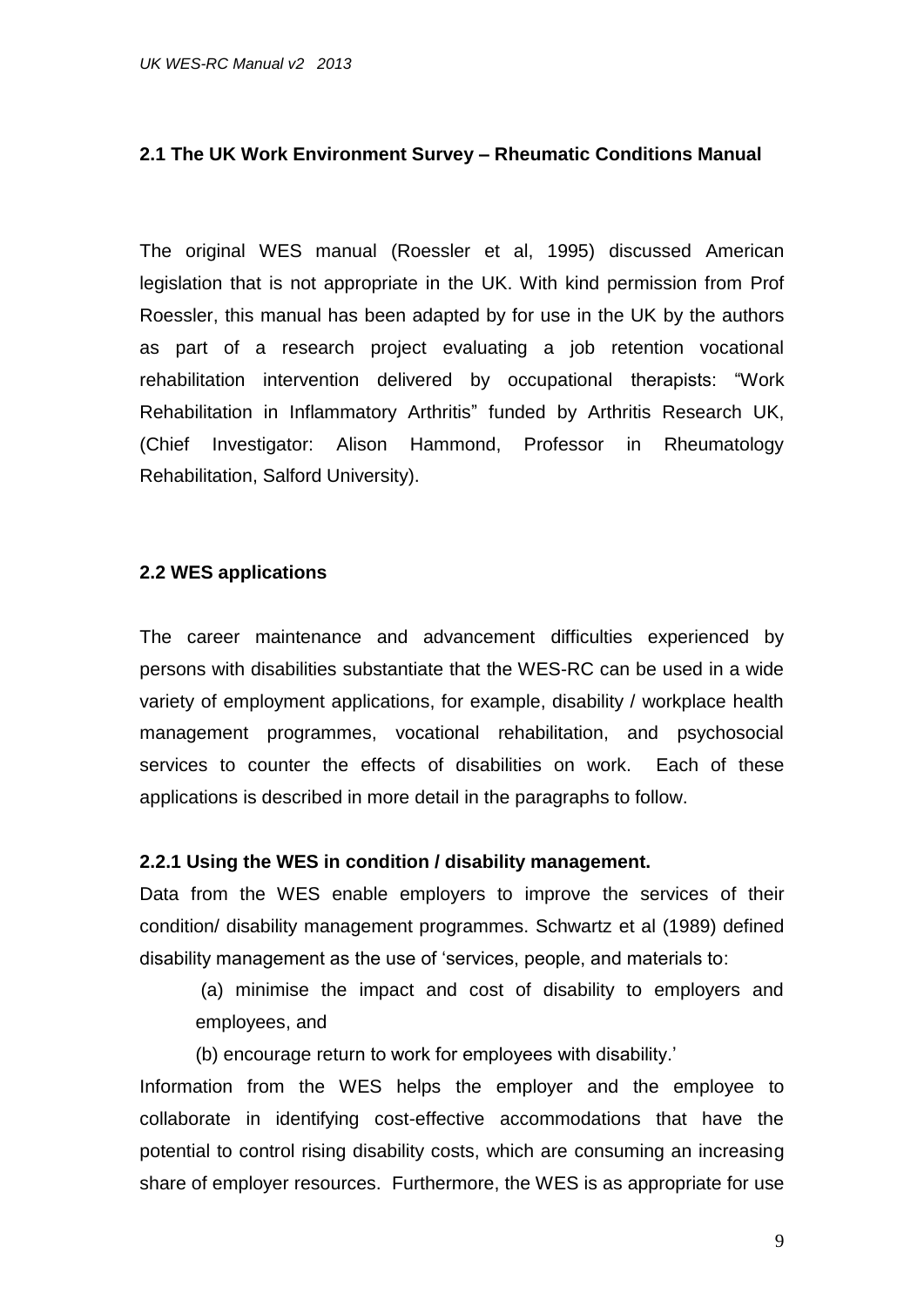## 2.1 The UK Work Environment Survey – Rheumatic Conditions Manual

The original WES manual (Roessler et al, 1995) discussed American legislation that is not appropriate in the UK. With kind permission from Prof Roessler, this manual has been adapted by for use in the UK by the authors as part of a research project evaluating a job retention vocational rehabilitation intervention delivered by occupational therapists: "Work Rehabilitation in Inflammatory Arthritis" funded by Arthritis Research UK, (Chief Investigator: Alison Hammond, Professor in Rheumatology Rehabilitation, Salford University).

## 2.2 WES applications

The career maintenance and advancement difficulties experienced by persons with disabilities substantiate that the WES-RC can be used in a wide variety of employment applications, for example, disability / workplace health management programmes, vocational rehabilitation, and psychosocial services to counter the effects of disabilities on work. Each of these applications is described in more detail in the paragraphs to follow.

### 2.2.1 Using the WES in condition / disability management.

Data from the WES enable employers to improve the services of their condition/ disability management programmes. Schwartz et al (1989) defined disability management as the use of 'services, people, and materials to:

(a) minimise the impact and cost of disability to employers and employees, and

(b) encourage return to work for employees with disability.'

Information from the WES helps the employer and the employee to collaborate in identifying cost-effective accommodations that have the potential to control rising disability costs, which are consuming an increasing share of employer resources. Furthermore, the WES is as appropriate for use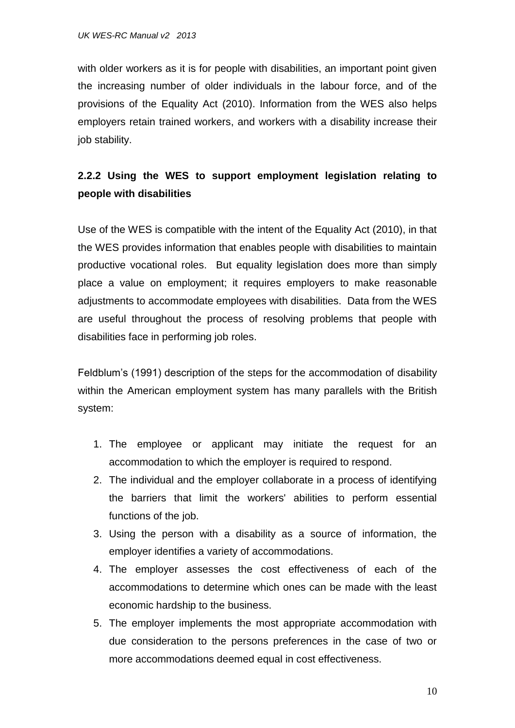with older workers as it is for people with disabilities, an important point given the increasing number of older individuals in the labour force, and of the provisions of the Equality Act (2010). Information from the WES also helps employers retain trained workers, and workers with a disability increase their job stability.

### 2.2.2 Using the WES to support employment legislation relating to people with disabilities

Use of the WES is compatible with the intent of the Equality Act (2010), in that the WES provides information that enables people with disabilities to maintain productive vocational roles. But equality legislation does more than simply place a value on employment; it requires employers to make reasonable adjustments to accommodate employees with disabilities. Data from the WES are useful throughout the process of resolving problems that people with disabilities face in performing job roles.

Feldblum's (1991) description of the steps for the accommodation of disability within the American employment system has many parallels with the British system:

1. The employee or applicant may initiate the request for an accommodation to which the employer is required to respond.
2. The individual and the employer collaborate in a process of identifying the barriers that limit the workers' abilities to perform essential functions of the job.
3. Using the person with a disability as a source of information, the employer identifies a variety of accommodations.
4. The employer assesses the cost effectiveness of each of the accommodations to determine which ones can be made with the least economic hardship to the business.
5. The employer implements the most appropriate accommodation with due consideration to the persons preferences in the case of two or more accommodations deemed equal in cost effectiveness.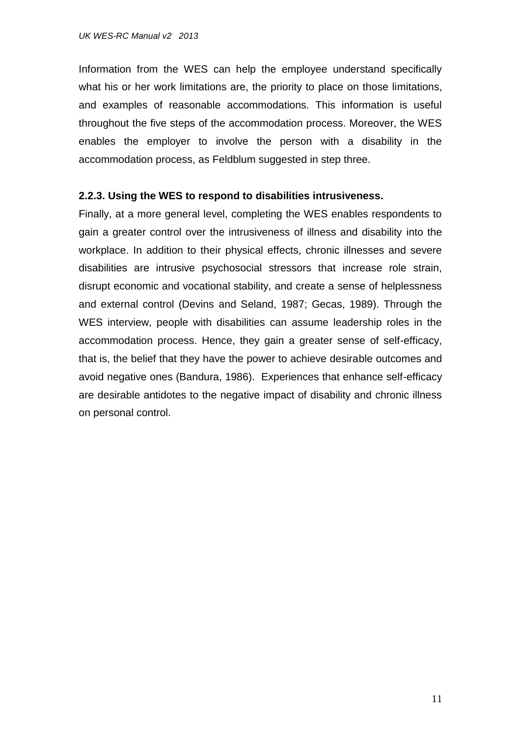Information from the WES can help the employee understand specifically what his or her work limitations are, the priority to place on those limitations, and examples of reasonable accommodations. This information is useful throughout the five steps of the accommodation process. Moreover, the WES enables the employer to involve the person with a disability in the accommodation process, as Feldblum suggested in step three.

### 2.2.3. Using the WES to respond to disabilities intrusiveness.

Finally, at a more general level, completing the WES enables respondents to gain a greater control over the intrusiveness of illness and disability into the workplace. In addition to their physical effects, chronic illnesses and severe disabilities are intrusive psychosocial stressors that increase role strain, disrupt economic and vocational stability, and create a sense of helplessness and external control (Devins and Seland, 1987; Gecas, 1989). Through the WES interview, people with disabilities can assume leadership roles in the accommodation process. Hence, they gain a greater sense of self-efficacy, that is, the belief that they have the power to achieve desirable outcomes and avoid negative ones (Bandura, 1986). Experiences that enhance self-efficacy are desirable antidotes to the negative impact of disability and chronic illness on personal control.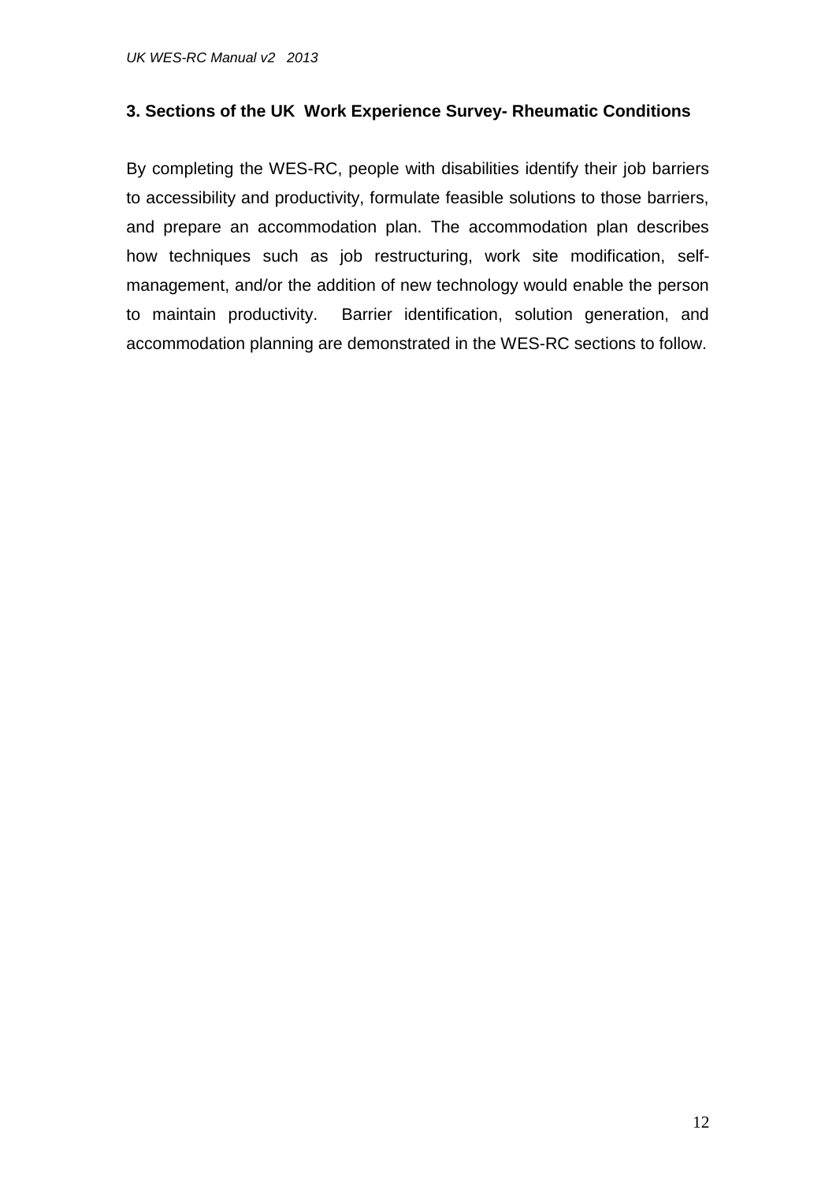## 3. Sections of the UK Work Experience Survey- Rheumatic Conditions

By completing the WES-RC, people with disabilities identify their job barriers to accessibility and productivity, formulate feasible solutions to those barriers, and prepare an accommodation plan. The accommodation plan describes how techniques such as job restructuring, work site modification, self-management, and/or the addition of new technology would enable the person to maintain productivity. Barrier identification, solution generation, and accommodation planning are demonstrated in the WES-RC sections to follow.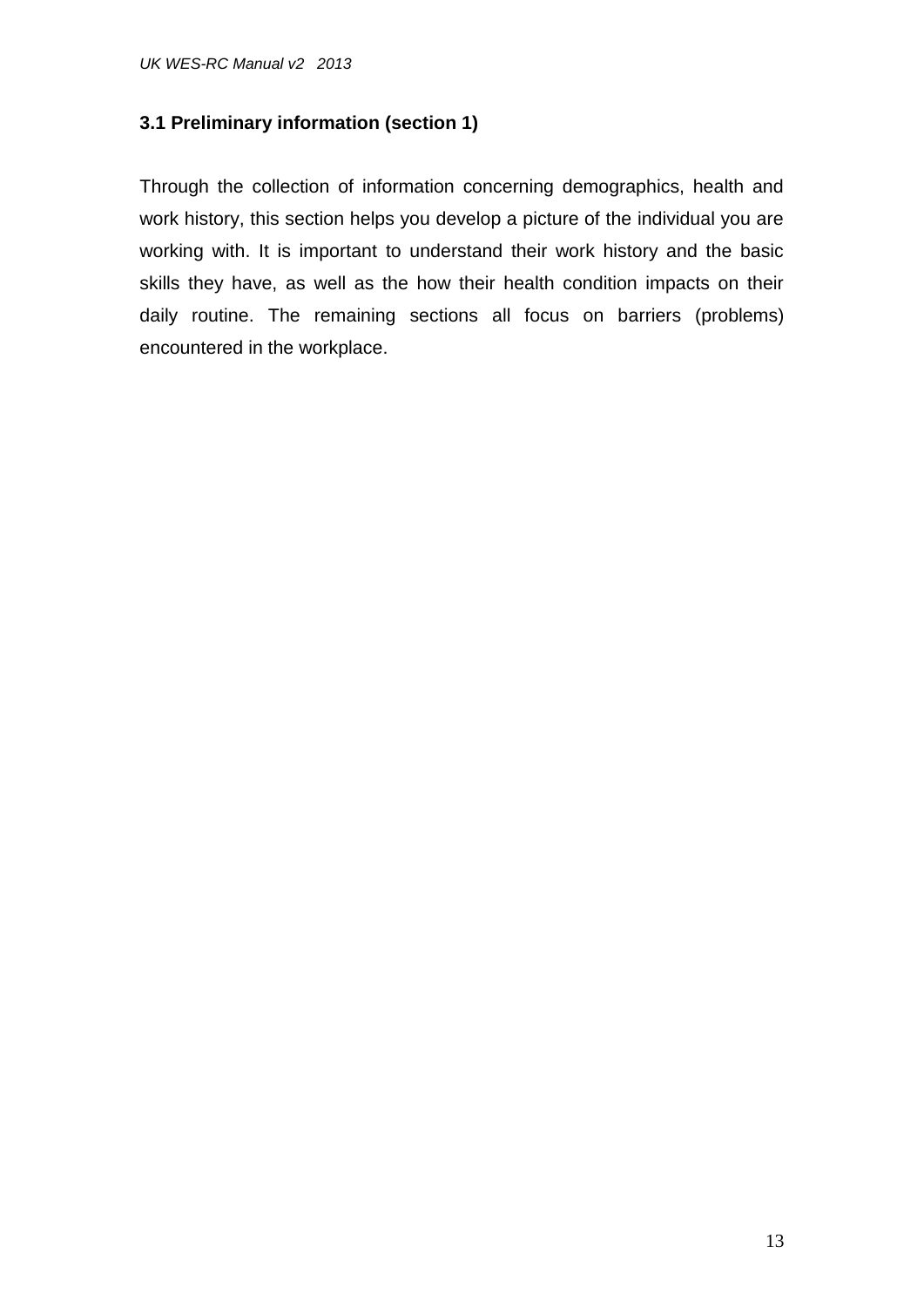### 3.1 Preliminary information (section 1)

Through the collection of information concerning demographics, health and work history, this section helps you develop a picture of the individual you are working with. It is important to understand their work history and the basic skills they have, as well as the how their health condition impacts on their daily routine. The remaining sections all focus on barriers (problems) encountered in the workplace.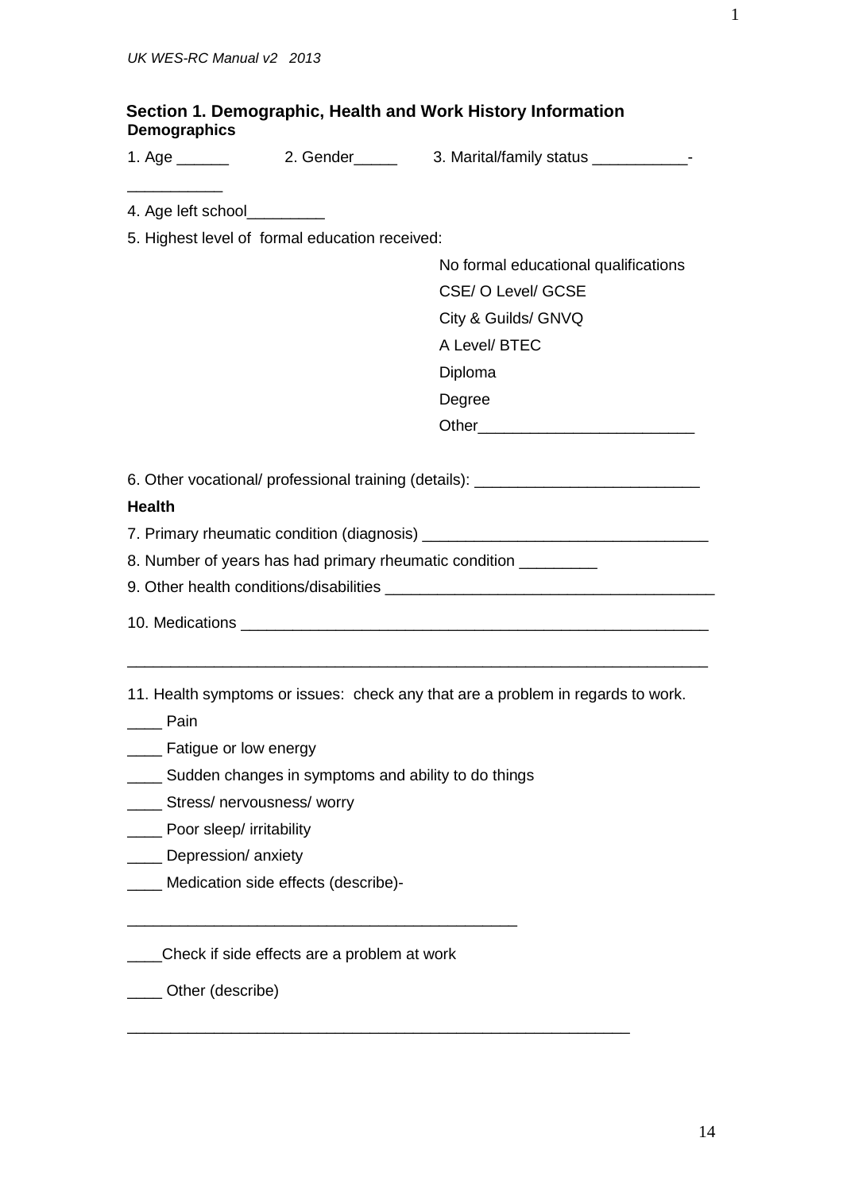## Section 1. Demographic, Health and Work History Information

### Demographics

1. Age ______ 2. Gender_____ 3. Marital/family status ___________-___________

4. Age left school_________

5. Highest level of formal education received:

- No formal educational qualifications
- CSE/ O Level/ GCSE
- City & Guilds/ GNVQ
- A Level/ BTEC
- Diploma
- Degree
- Other_________________________

6. Other vocational/ professional training (details): __________________________

### Health

7. Primary rheumatic condition (diagnosis) _________________________________

8. Number of years has had primary rheumatic condition _________

9. Other health conditions/disabilities ______________________________________

10. Medications _______________________________________________________

___________________________________________________________________

11. Health symptoms or issues: check any that are a problem in regards to work.

____ Pain

____ Fatigue or low energy

____ Sudden changes in symptoms and ability to do things

____ Stress/ nervousness/ worry

____ Poor sleep/ irritability

____ Depression/ anxiety

____ Medication side effects (describe)-

______________________________________________

____Check if side effects are a problem at work

____ Other (describe)

____________________________________________________________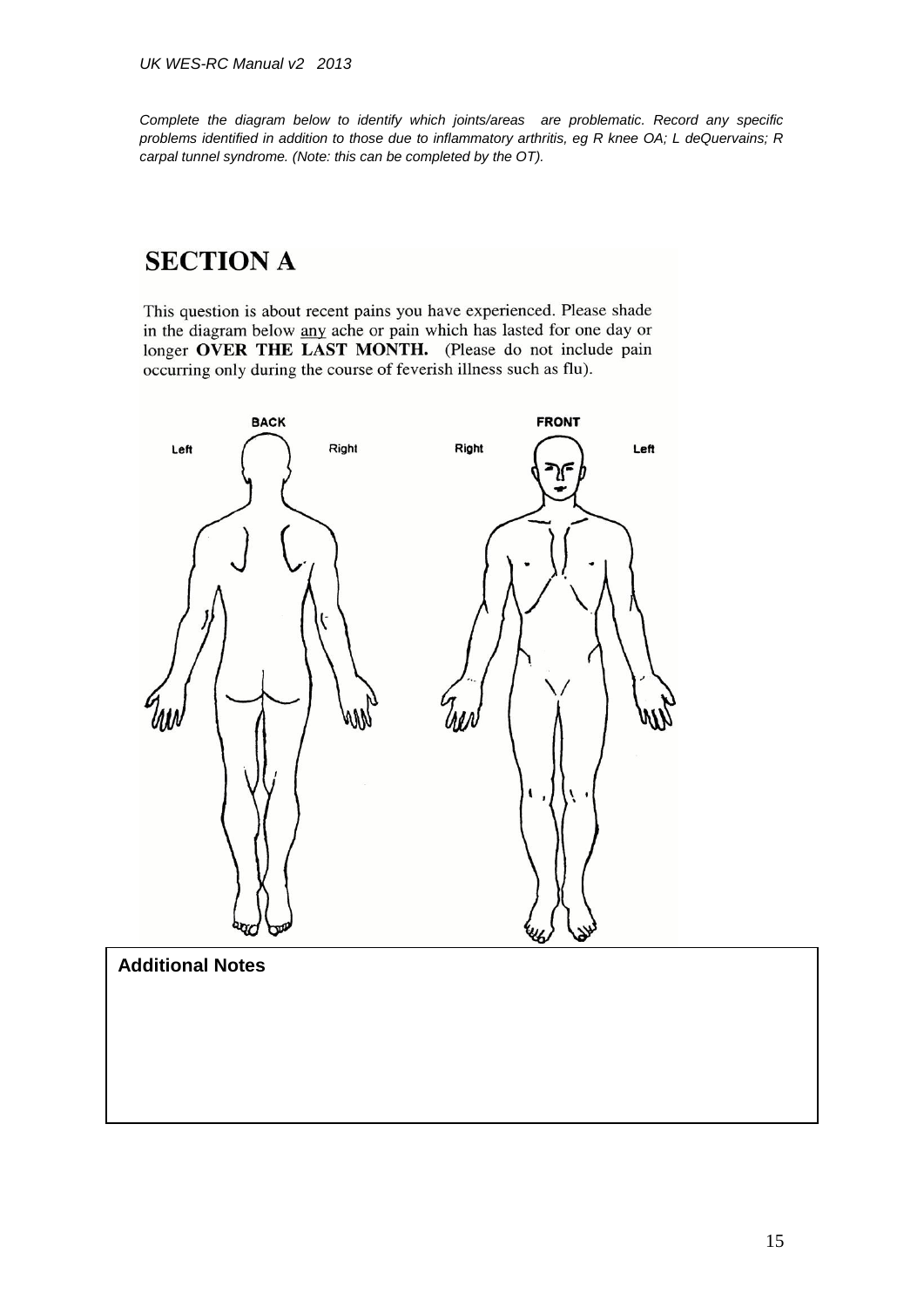*Complete the diagram below to identify which joints/areas are problematic. Record any specific problems identified in addition to those due to inflammatory arthritis, eg R knee OA; L deQuervains; R carpal tunnel syndrome. (Note: this can be completed by the OT).*

## SECTION A

This question is about recent pains you have experienced. Please shade in the diagram below any ache or pain which has lasted for one day or longer **OVER THE LAST MONTH.** (Please do not include pain occurring only during the course of feverish illness such as flu).

**BACK** Left Right **FRONT** Right Left

| **Additional Notes** |
| --- |
| |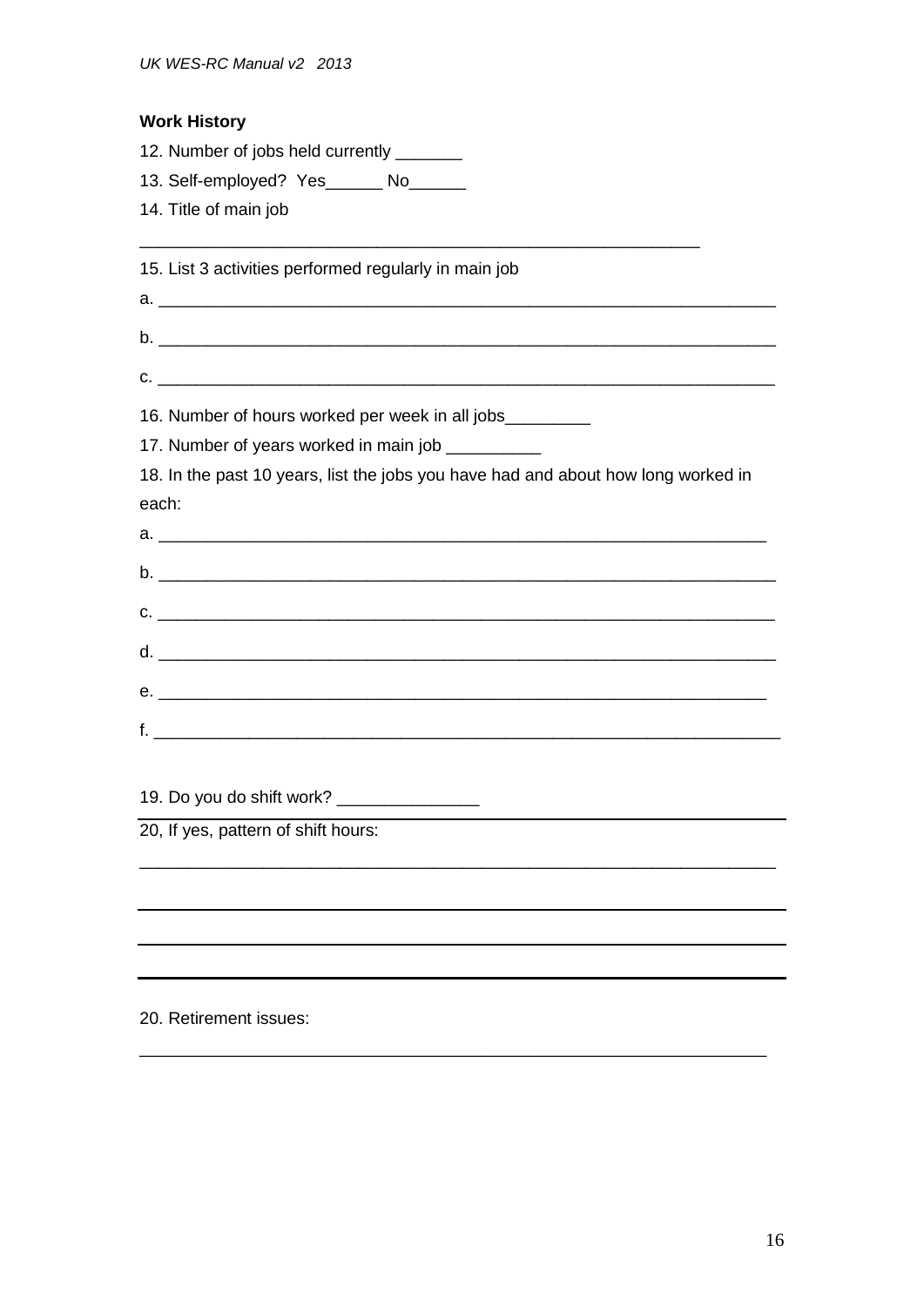**Work History**

12. Number of jobs held currently _______

13. Self-employed? Yes______ No______

14. Title of main job

_____________________________________________________________

15. List 3 activities performed regularly in main job

a. _________________________________________________________________

b. _________________________________________________________________

c. _________________________________________________________________

16. Number of hours worked per week in all jobs_________

17. Number of years worked in main job __________

18. In the past 10 years, list the jobs you have had and about how long worked in each:

a. _________________________________________________________________

b. _________________________________________________________________

c. _________________________________________________________________

d. _________________________________________________________________

e. _________________________________________________________________

f. _________________________________________________________________

19. Do you do shift work? _______________

20, If yes, pattern of shift hours:

_________________________________________________________________

_________________________________________________________________

_________________________________________________________________

_________________________________________________________________

20. Retirement issues:

_________________________________________________________________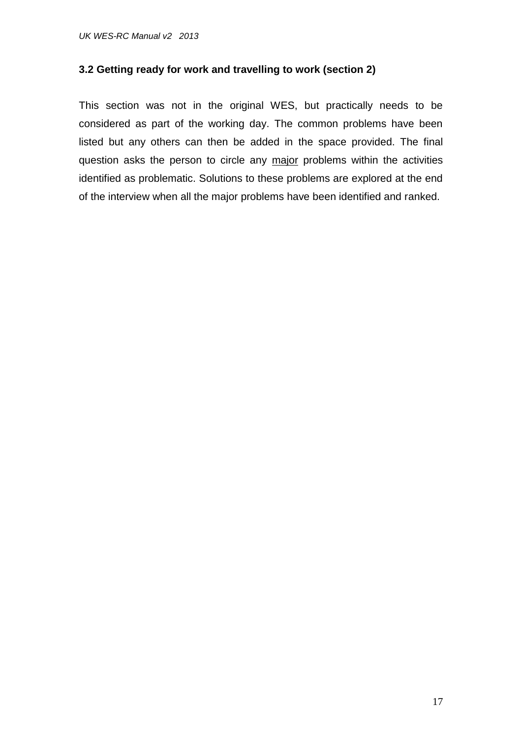### 3.2 Getting ready for work and travelling to work (section 2)

This section was not in the original WES, but practically needs to be considered as part of the working day. The common problems have been listed but any others can then be added in the space provided. The final question asks the person to circle any <u>major</u> problems within the activities identified as problematic. Solutions to these problems are explored at the end of the interview when all the major problems have been identified and ranked.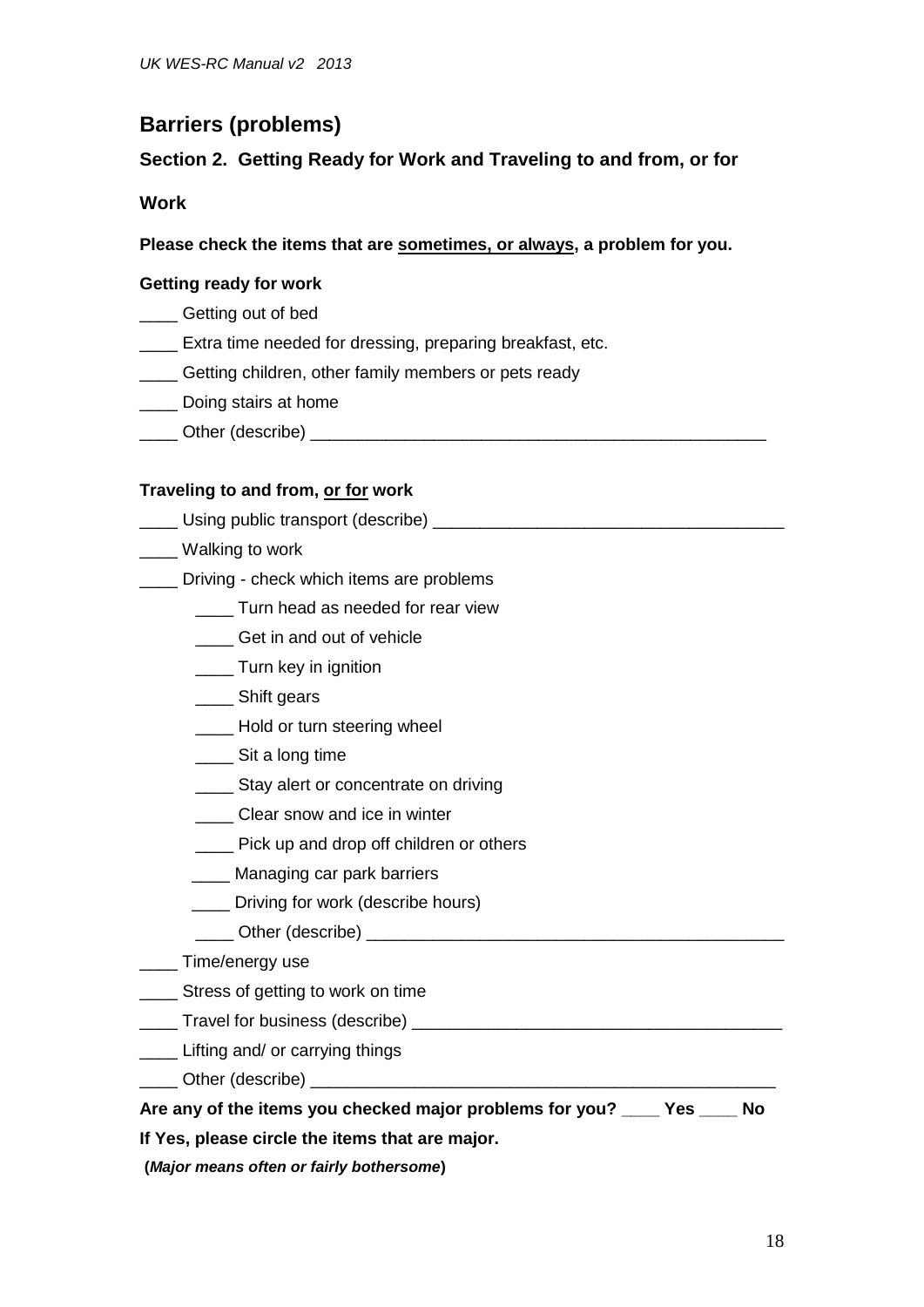## Barriers (problems)

### Section 2. Getting Ready for Work and Traveling to and from, or for Work

**Please check the items that are <u>sometimes, or always</u>, a problem for you.**

**Getting ready for work**

____ Getting out of bed

____ Extra time needed for dressing, preparing breakfast, etc.

____ Getting children, other family members or pets ready

____ Doing stairs at home

____ Other (describe) __________________________________________________

**Traveling to and from, <u>or for</u> work**

____ Using public transport (describe) _____________________________________

____ Walking to work

____ Driving - check which items are problems

- ____ Turn head as needed for rear view
- ____ Get in and out of vehicle
- ____ Turn key in ignition
- ____ Shift gears
- ____ Hold or turn steering wheel
- ____ Sit a long time
- ____ Stay alert or concentrate on driving
- ____ Clear snow and ice in winter
- ____ Pick up and drop off children or others
- ____ Managing car park barriers
- ____ Driving for work (describe hours)
- ____ Other (describe) ____________________________________________

____ Time/energy use

____ Stress of getting to work on time

____ Travel for business (describe) _______________________________________

____ Lifting and/ or carrying things

____ Other (describe) __________________________________________________

**Are any of the items you checked major problems for you? ____ Yes ____ No**

**If Yes, please circle the items that are major.**

**(*Major means often or fairly bothersome*)**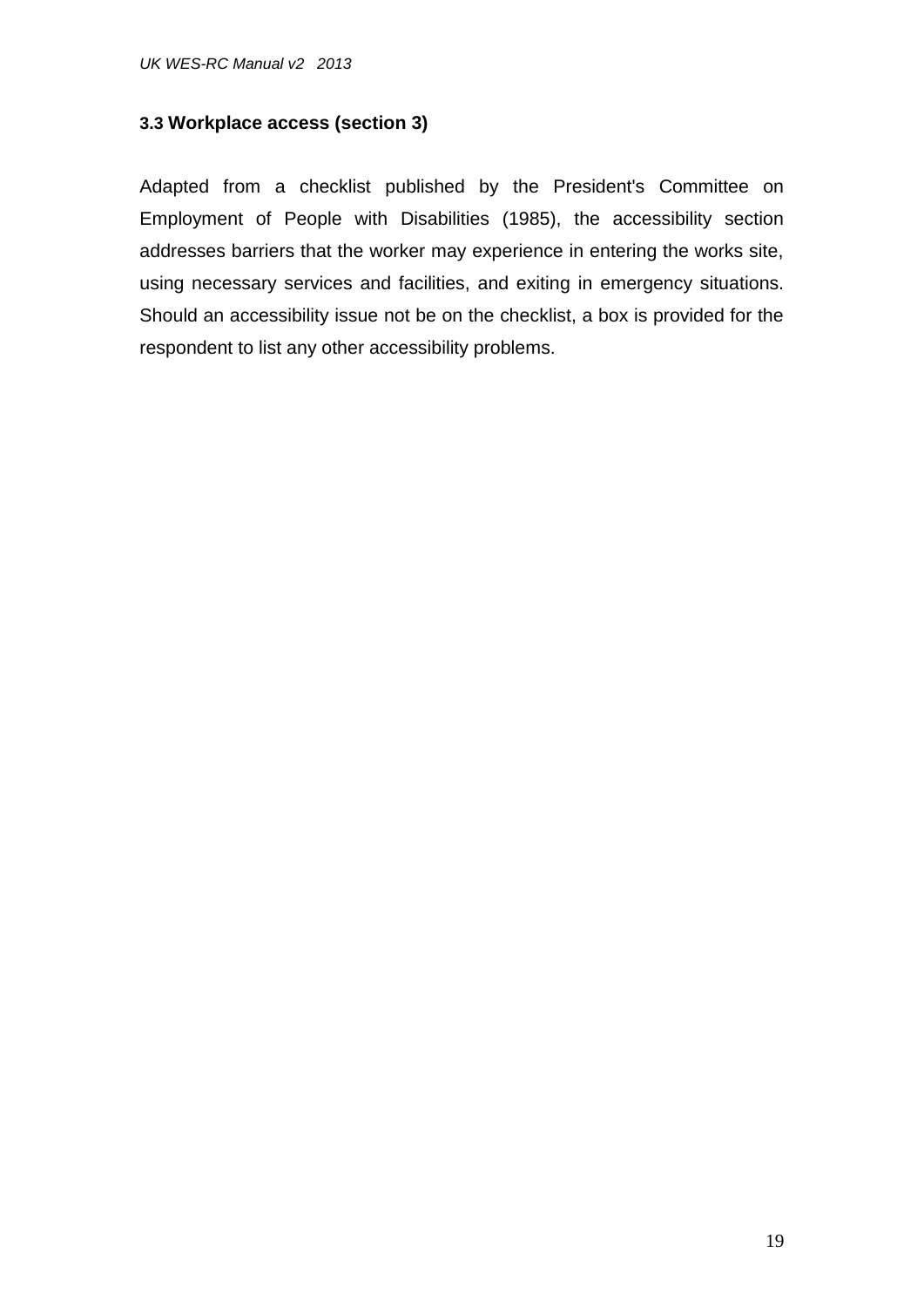### 3.3 Workplace access (section 3)

Adapted from a checklist published by the President's Committee on Employment of People with Disabilities (1985), the accessibility section addresses barriers that the worker may experience in entering the works site, using necessary services and facilities, and exiting in emergency situations. Should an accessibility issue not be on the checklist, a box is provided for the respondent to list any other accessibility problems.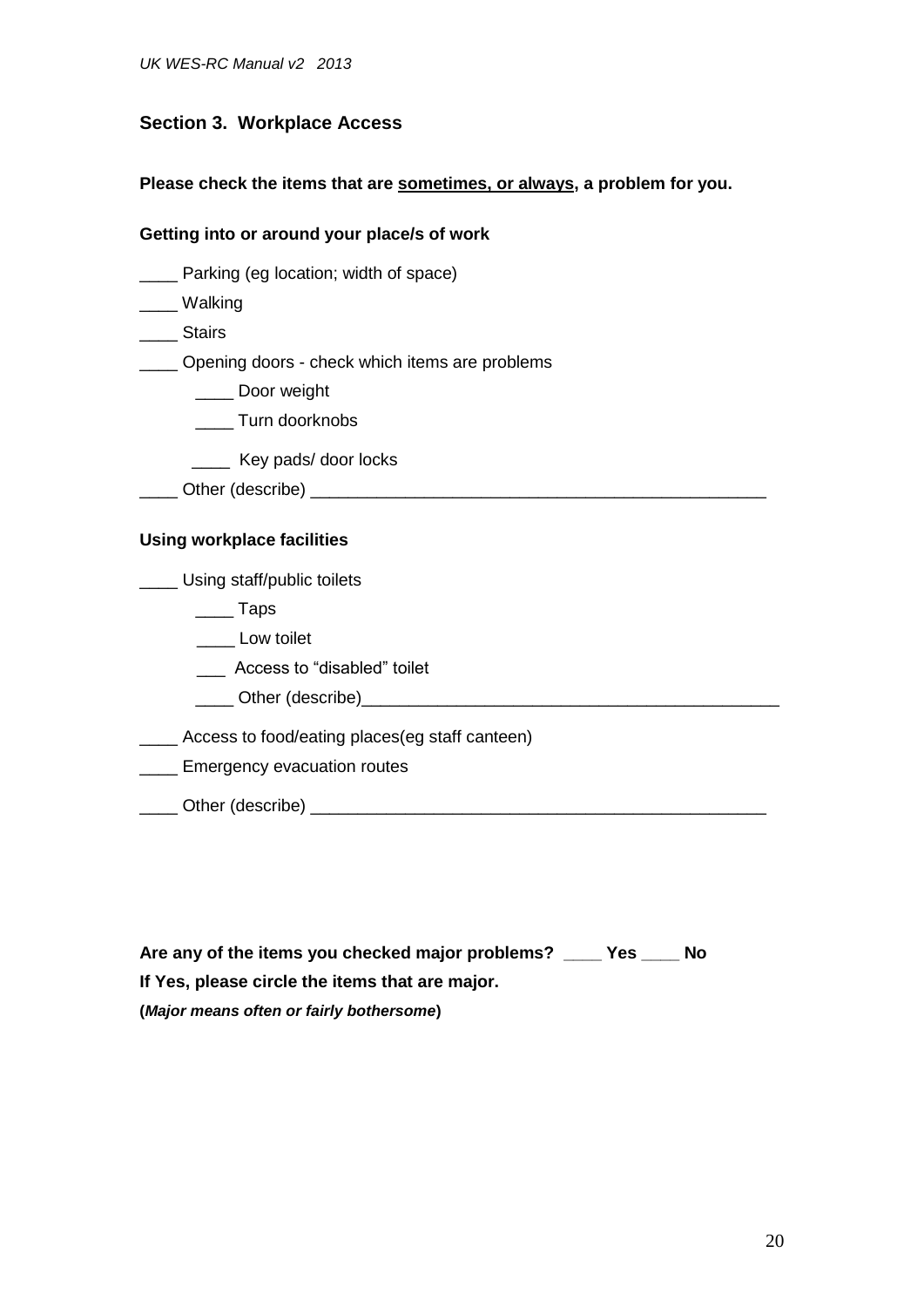## Section 3. Workplace Access

**Please check the items that are <u>sometimes, or always</u>, a problem for you.**

**Getting into or around your place/s of work**

____ Parking (eg location; width of space)

____ Walking

____ Stairs

____ Opening doors - check which items are problems

    ____ Door weight

    ____ Turn doorknobs

    ____ Key pads/ door locks

____ Other (describe) ________________________________________________

**Using workplace facilities**

____ Using staff/public toilets

    ____ Taps

    ____ Low toilet

    ___ Access to "disabled" toilet

    ____ Other (describe)____________________________________________

____ Access to food/eating places(eg staff canteen)

____ Emergency evacuation routes

____ Other (describe) ________________________________________________

**Are any of the items you checked major problems? ____ Yes ____ No**

**If Yes, please circle the items that are major.**

**(*Major means often or fairly bothersome*)**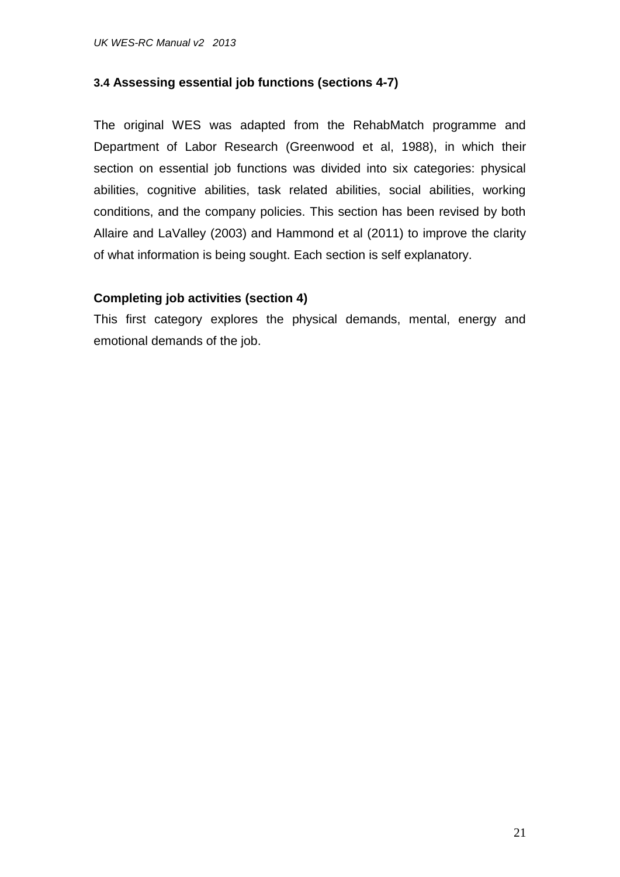### 3.4 Assessing essential job functions (sections 4-7)

The original WES was adapted from the RehabMatch programme and Department of Labor Research (Greenwood et al, 1988), in which their section on essential job functions was divided into six categories: physical abilities, cognitive abilities, task related abilities, social abilities, working conditions, and the company policies. This section has been revised by both Allaire and LaValley (2003) and Hammond et al (2011) to improve the clarity of what information is being sought. Each section is self explanatory.

**Completing job activities (section 4)**

This first category explores the physical demands, mental, energy and emotional demands of the job.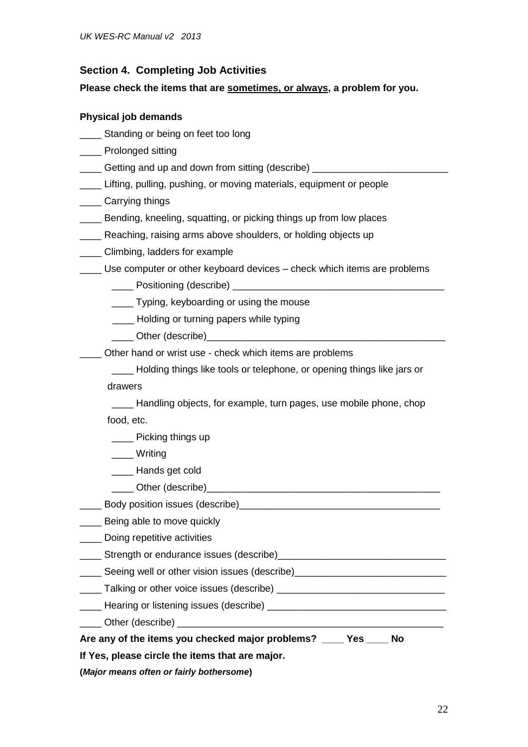## Section 4. Completing Job Activities

**Please check the items that are <u>sometimes, or always</u>, a problem for you.**

**Physical job demands**

____ Standing or being on feet too long

____ Prolonged sitting

____ Getting and up and down from sitting (describe) ________________________

____ Lifting, pulling, pushing, or moving materials, equipment or people

____ Carrying things

____ Bending, kneeling, squatting, or picking things up from low places

____ Reaching, raising arms above shoulders, or holding objects up

____ Climbing, ladders for example

____ Use computer or other keyboard devices – check which items are problems

  ____ Positioning (describe) ______________________________________

  ____ Typing, keyboarding or using the mouse

  ____ Holding or turning papers while typing

  ____ Other (describe)___________________________________________

____ Other hand or wrist use - check which items are problems

  ____ Holding things like tools or telephone, or opening things like jars or drawers

  ____ Handling objects, for example, turn pages, use mobile phone, chop food, etc.

  ____ Picking things up

  ____ Writing

  ____ Hands get cold

  ____ Other (describe)___________________________________________

____ Body position issues (describe)____________________________________

____ Being able to move quickly

____ Doing repetitive activities

____ Strength or endurance issues (describe)______________________________

____ Seeing well or other vision issues (describe)___________________________

____ Talking or other voice issues (describe) ______________________________

____ Hearing or listening issues (describe) ________________________________

____ Other (describe) _________________________________________________

**Are any of the items you checked major problems? ____ Yes ____ No**

**If Yes, please circle the items that are major.**

**(*Major means often or fairly bothersome*)**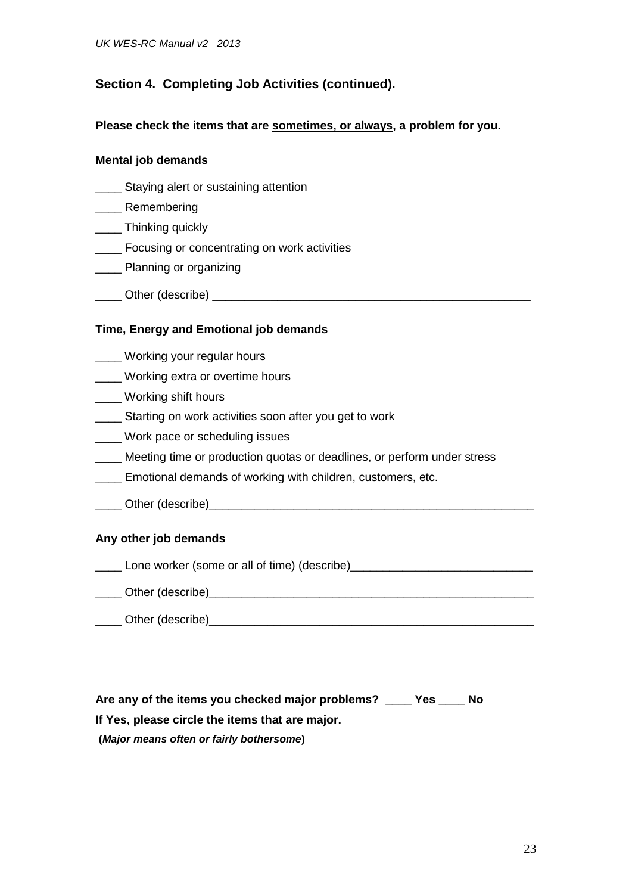## Section 4. Completing Job Activities (continued).

**Please check the items that are <u>sometimes, or always</u>, a problem for you.**

**Mental job demands**

____ Staying alert or sustaining attention

____ Remembering

____ Thinking quickly

____ Focusing or concentrating on work activities

____ Planning or organizing

____ Other (describe) ___________________________________________________

**Time, Energy and Emotional job demands**

____ Working your regular hours

____ Working extra or overtime hours

____ Working shift hours

____ Starting on work activities soon after you get to work

____ Work pace or scheduling issues

____ Meeting time or production quotas or deadlines, or perform under stress

____ Emotional demands of working with children, customers, etc.

____ Other (describe)____________________________________________________

**Any other job demands**

____ Lone worker (some or all of time) (describe)____________________________

____ Other (describe)____________________________________________________

____ Other (describe)____________________________________________________

**Are any of the items you checked major problems? ____ Yes ____ No**

**If Yes, please circle the items that are major.**

**(*Major means often or fairly bothersome*)**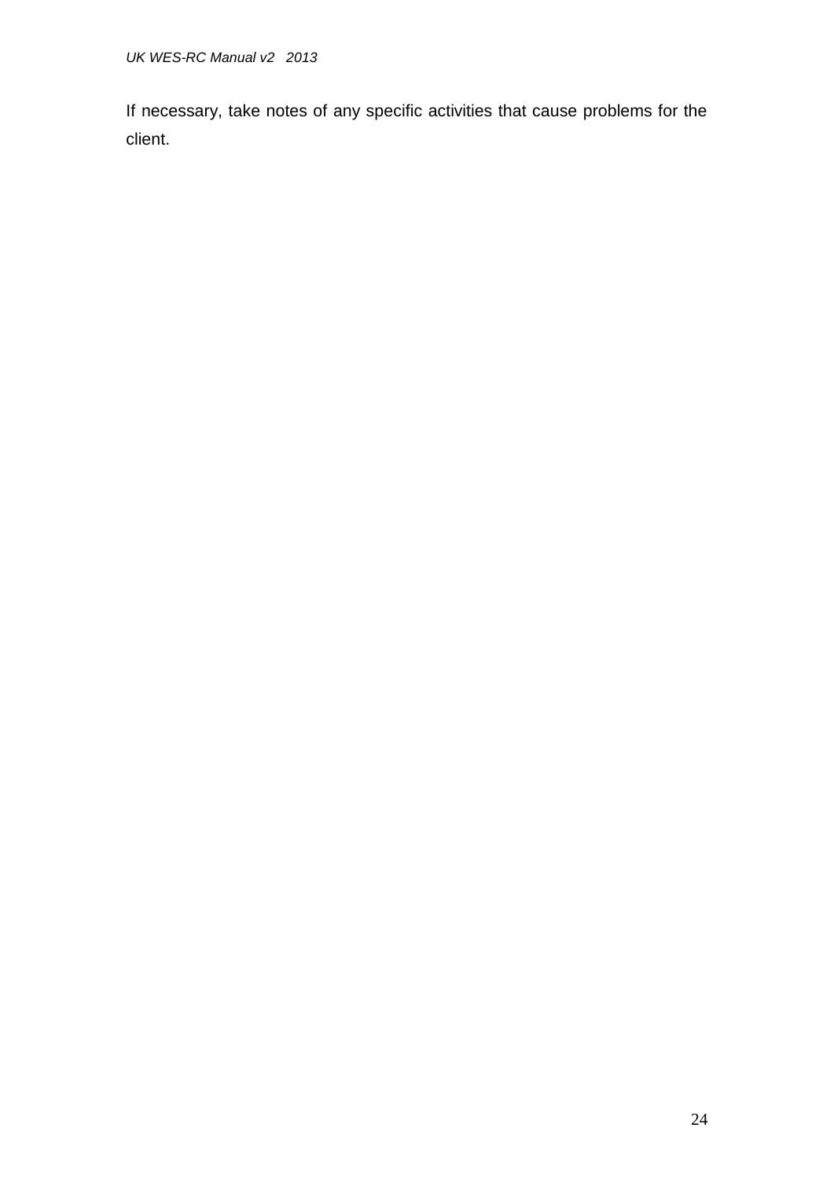If necessary, take notes of any specific activities that cause problems for the client.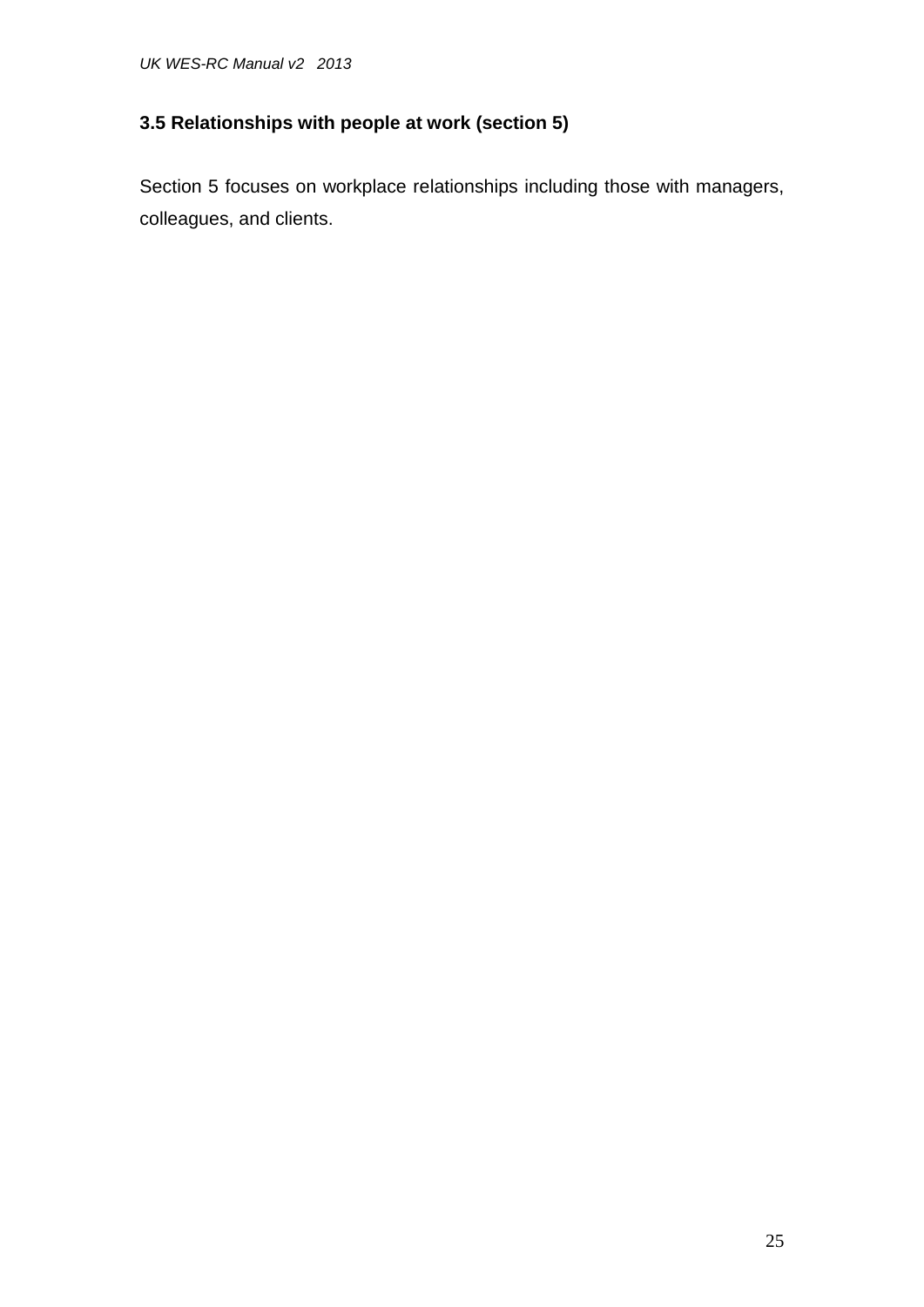### 3.5 Relationships with people at work (section 5)

Section 5 focuses on workplace relationships including those with managers, colleagues, and clients.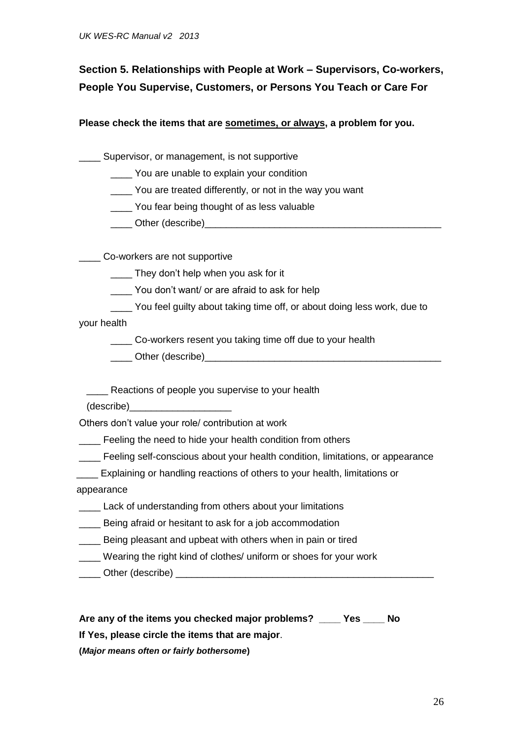## Section 5. Relationships with People at Work – Supervisors, Co-workers, People You Supervise, Customers, or Persons You Teach or Care For

**Please check the items that are <u>sometimes, or always</u>, a problem for you.**

____ Supervisor, or management, is not supportive

- ____ You are unable to explain your condition
- ____ You are treated differently, or not in the way you want
- ____ You fear being thought of as less valuable
- ____ Other (describe)______________________________________________

____ Co-workers are not supportive

- ____ They don't help when you ask for it
- ____ You don't want/ or are afraid to ask for help
- ____ You feel guilty about taking time off, or about doing less work, due to your health
- ____ Co-workers resent you taking time off due to your health
- ____ Other (describe)______________________________________________

____ Reactions of people you supervise to your health (describe)___________________

Others don't value your role/ contribution at work

____ Feeling the need to hide your health condition from others

____ Feeling self-conscious about your health condition, limitations, or appearance

____ Explaining or handling reactions of others to your health, limitations or appearance

____ Lack of understanding from others about your limitations

____ Being afraid or hesitant to ask for a job accommodation

____ Being pleasant and upbeat with others when in pain or tired

____ Wearing the right kind of clothes/ uniform or shoes for your work

____ Other (describe) __________________________________________________

**Are any of the items you checked major problems? ____ Yes ____ No**

**If Yes, please circle the items that are major**.

**(*Major means often or fairly bothersome*)**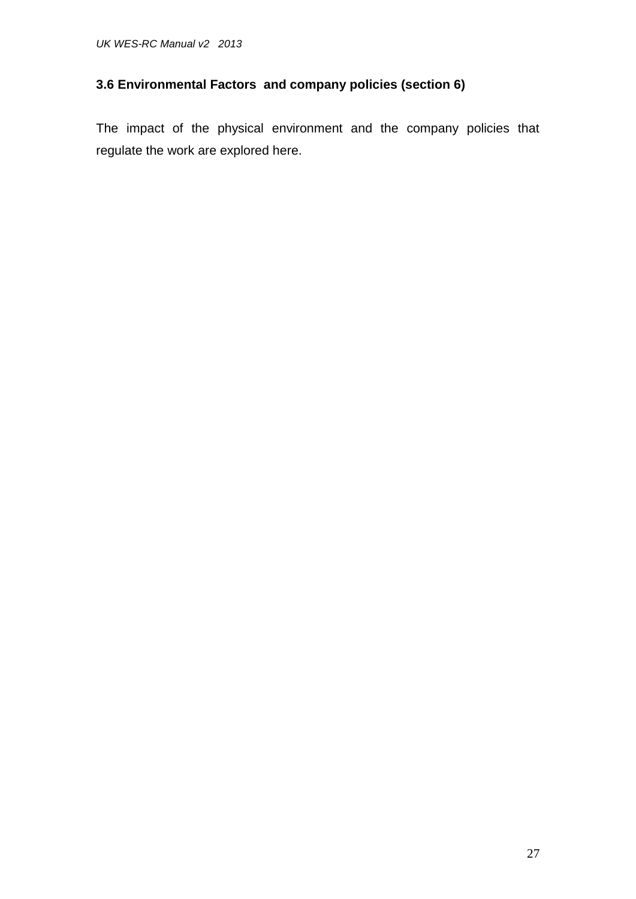### 3.6 Environmental Factors and company policies (section 6)

The impact of the physical environment and the company policies that regulate the work are explored here.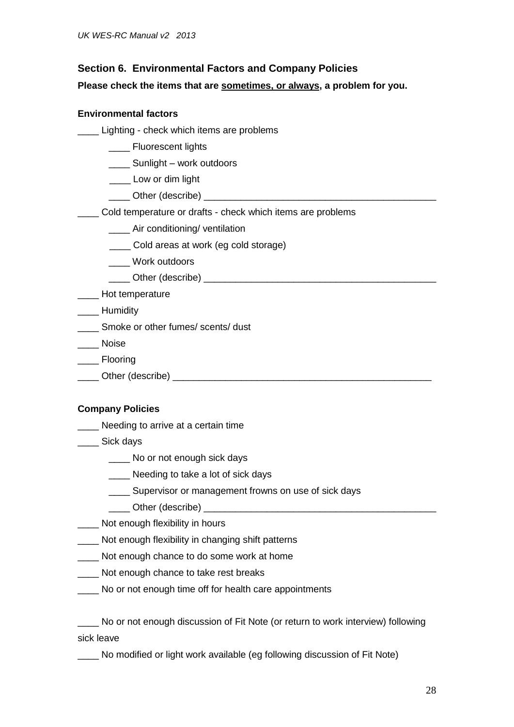## Section 6. Environmental Factors and Company Policies

**Please check the items that are sometimes, or always, a problem for you.**

**Environmental factors**

____ Lighting - check which items are problems

  ____ Fluorescent lights

  ____ Sunlight – work outdoors

  ____ Low or dim light

  ____ Other (describe) ____________________________________________

____ Cold temperature or drafts - check which items are problems

  ____ Air conditioning/ ventilation

  ____ Cold areas at work (eg cold storage)

  ____ Work outdoors

  ____ Other (describe) ____________________________________________

____ Hot temperature

____ Humidity

____ Smoke or other fumes/ scents/ dust

____ Noise

____ Flooring

____ Other (describe) ________________________________________________

**Company Policies**

____ Needing to arrive at a certain time

____ Sick days

  ____ No or not enough sick days

  ____ Needing to take a lot of sick days

  ____ Supervisor or management frowns on use of sick days

  ____ Other (describe) ____________________________________________

____ Not enough flexibility in hours

____ Not enough flexibility in changing shift patterns

____ Not enough chance to do some work at home

____ Not enough chance to take rest breaks

____ No or not enough time off for health care appointments

____ No or not enough discussion of Fit Note (or return to work interview) following sick leave

____ No modified or light work available (eg following discussion of Fit Note)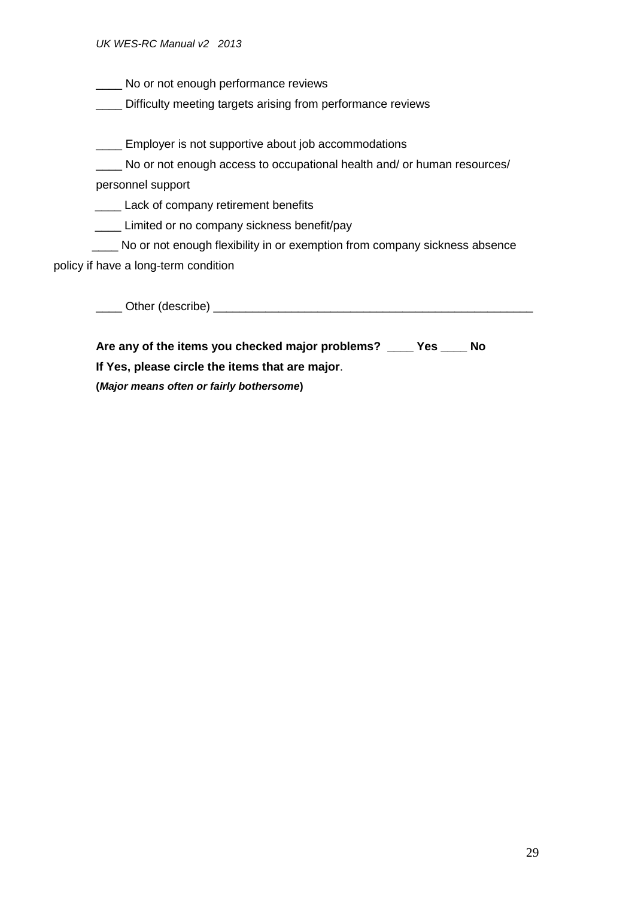____ No or not enough performance reviews

____ Difficulty meeting targets arising from performance reviews

____ Employer is not supportive about job accommodations

____ No or not enough access to occupational health and/ or human resources/ personnel support

____ Lack of company retirement benefits

____ Limited or no company sickness benefit/pay

____ No or not enough flexibility in or exemption from company sickness absence policy if have a long-term condition

____ Other (describe) ____________________________________________________

**Are any of the items you checked major problems? ____ Yes ____ No**

**If Yes, please circle the items that are major**.

**(*Major means often or fairly bothersome*)**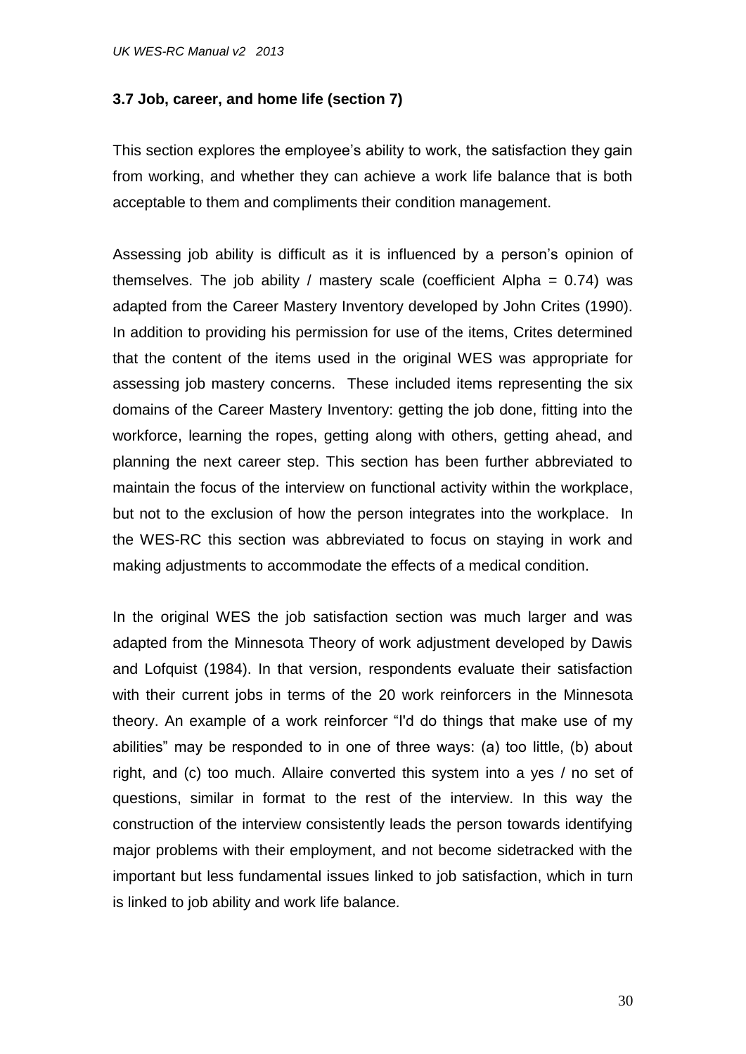### 3.7 Job, career, and home life (section 7)

This section explores the employee's ability to work, the satisfaction they gain from working, and whether they can achieve a work life balance that is both acceptable to them and compliments their condition management.

Assessing job ability is difficult as it is influenced by a person's opinion of themselves. The job ability / mastery scale (coefficient Alpha = 0.74) was adapted from the Career Mastery Inventory developed by John Crites (1990). In addition to providing his permission for use of the items, Crites determined that the content of the items used in the original WES was appropriate for assessing job mastery concerns. These included items representing the six domains of the Career Mastery Inventory: getting the job done, fitting into the workforce, learning the ropes, getting along with others, getting ahead, and planning the next career step. This section has been further abbreviated to maintain the focus of the interview on functional activity within the workplace, but not to the exclusion of how the person integrates into the workplace. In the WES-RC this section was abbreviated to focus on staying in work and making adjustments to accommodate the effects of a medical condition.

In the original WES the job satisfaction section was much larger and was adapted from the Minnesota Theory of work adjustment developed by Dawis and Lofquist (1984). In that version, respondents evaluate their satisfaction with their current jobs in terms of the 20 work reinforcers in the Minnesota theory. An example of a work reinforcer "I'd do things that make use of my abilities" may be responded to in one of three ways: (a) too little, (b) about right, and (c) too much. Allaire converted this system into a yes / no set of questions, similar in format to the rest of the interview. In this way the construction of the interview consistently leads the person towards identifying major problems with their employment, and not become sidetracked with the important but less fundamental issues linked to job satisfaction, which in turn is linked to job ability and work life balance.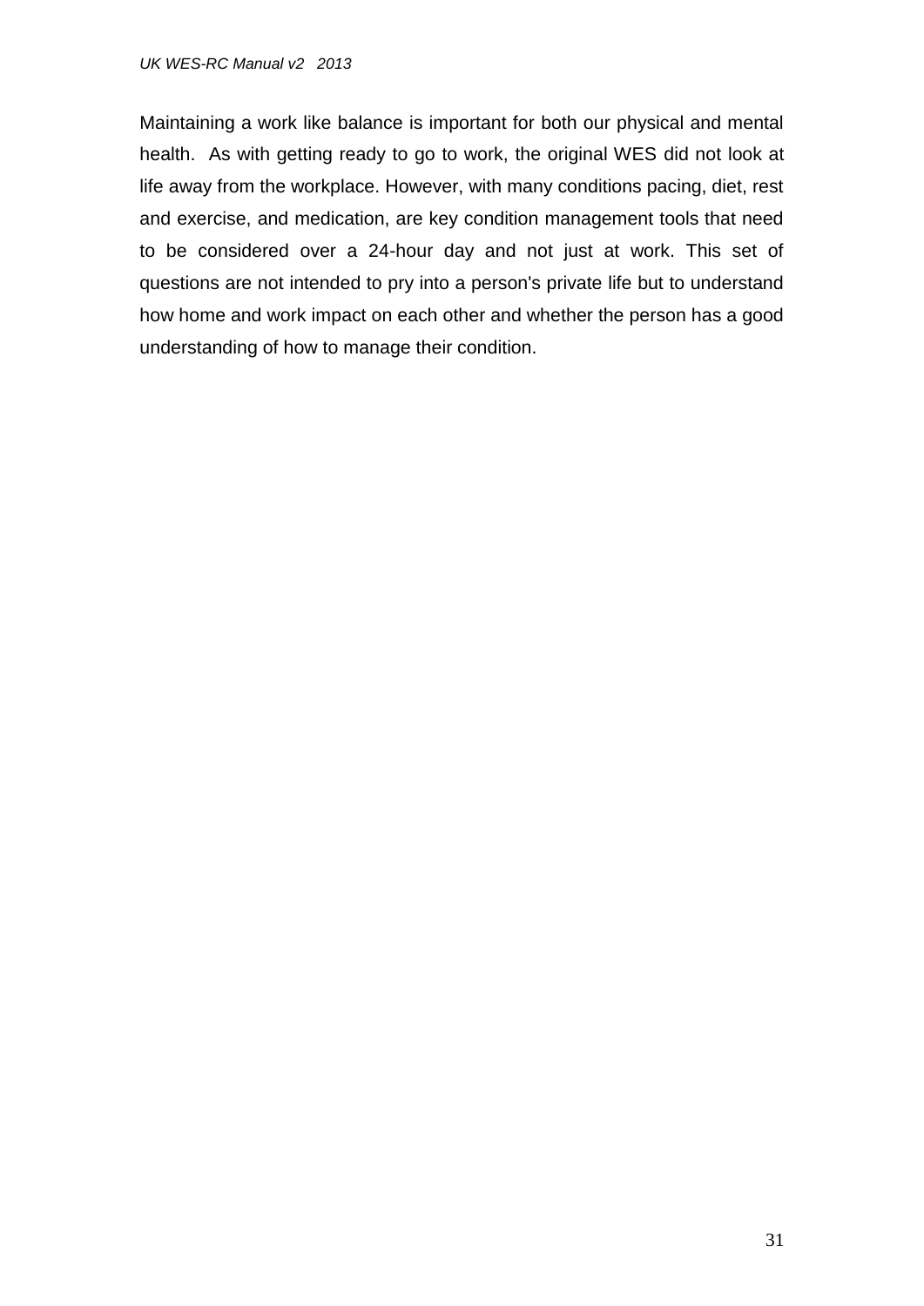Maintaining a work like balance is important for both our physical and mental health. As with getting ready to go to work, the original WES did not look at life away from the workplace. However, with many conditions pacing, diet, rest and exercise, and medication, are key condition management tools that need to be considered over a 24-hour day and not just at work. This set of questions are not intended to pry into a person's private life but to understand how home and work impact on each other and whether the person has a good understanding of how to manage their condition.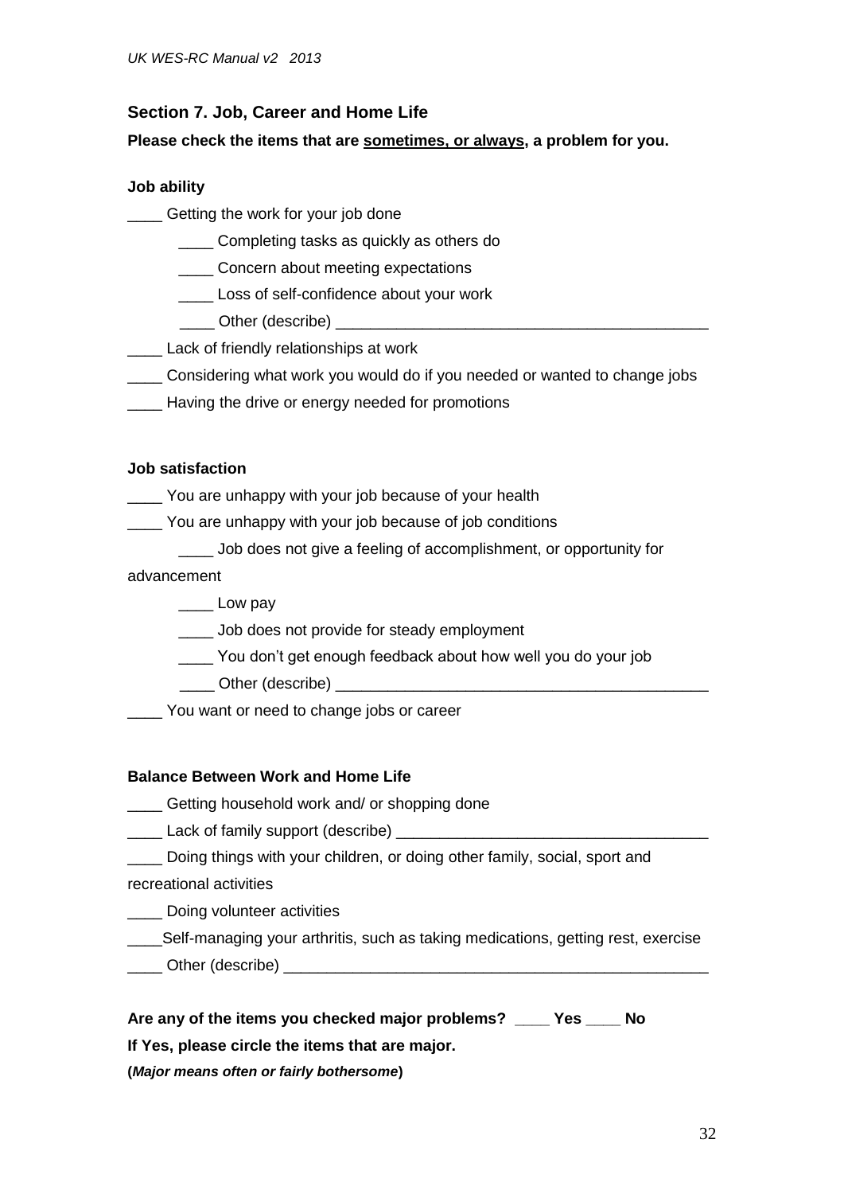## Section 7. Job, Career and Home Life

**Please check the items that are sometimes, or always, a problem for you.**

**Job ability**

____ Getting the work for your job done

    ____ Completing tasks as quickly as others do

    ____ Concern about meeting expectations

    ____ Loss of self-confidence about your work

    ____ Other (describe) ___________________________________________

____ Lack of friendly relationships at work

____ Considering what work you would do if you needed or wanted to change jobs

____ Having the drive or energy needed for promotions

**Job satisfaction**

____ You are unhappy with your job because of your health

____ You are unhappy with your job because of job conditions

    ____ Job does not give a feeling of accomplishment, or opportunity for advancement

    ____ Low pay

    ____ Job does not provide for steady employment

    ____ You don't get enough feedback about how well you do your job

    ____ Other (describe) ___________________________________________

____ You want or need to change jobs or career

**Balance Between Work and Home Life**

____ Getting household work and/ or shopping done

____ Lack of family support (describe) ____________________________________

____ Doing things with your children, or doing other family, social, sport and recreational activities

____ Doing volunteer activities

____Self-managing your arthritis, such as taking medications, getting rest, exercise

____ Other (describe) __________________________________________________

**Are any of the items you checked major problems? ____ Yes ____ No**

**If Yes, please circle the items that are major.**

**(*Major means often or fairly bothersome*)**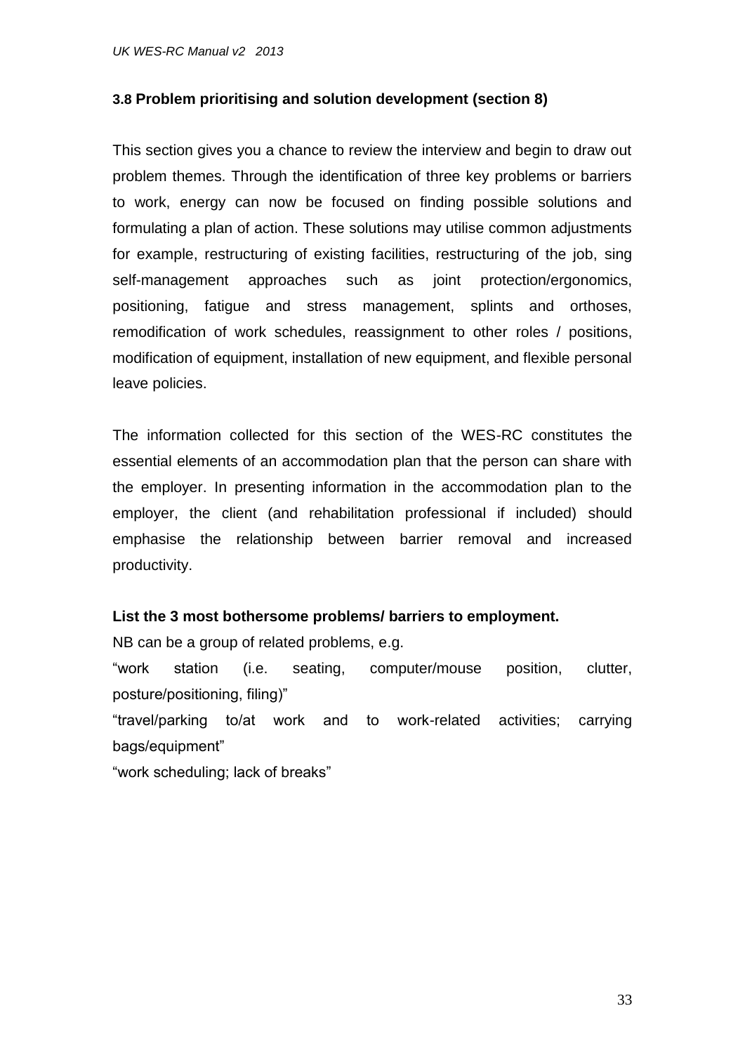### 3.8 Problem prioritising and solution development (section 8)

This section gives you a chance to review the interview and begin to draw out problem themes. Through the identification of three key problems or barriers to work, energy can now be focused on finding possible solutions and formulating a plan of action. These solutions may utilise common adjustments for example, restructuring of existing facilities, restructuring of the job, sing self-management approaches such as joint protection/ergonomics, positioning, fatigue and stress management, splints and orthoses, remodification of work schedules, reassignment to other roles / positions, modification of equipment, installation of new equipment, and flexible personal leave policies.

The information collected for this section of the WES-RC constitutes the essential elements of an accommodation plan that the person can share with the employer. In presenting information in the accommodation plan to the employer, the client (and rehabilitation professional if included) should emphasise the relationship between barrier removal and increased productivity.

**List the 3 most bothersome problems/ barriers to employment.**

NB can be a group of related problems, e.g.

"work station (i.e. seating, computer/mouse position, clutter, posture/positioning, filing)"

"travel/parking to/at work and to work-related activities; carrying bags/equipment"

"work scheduling; lack of breaks"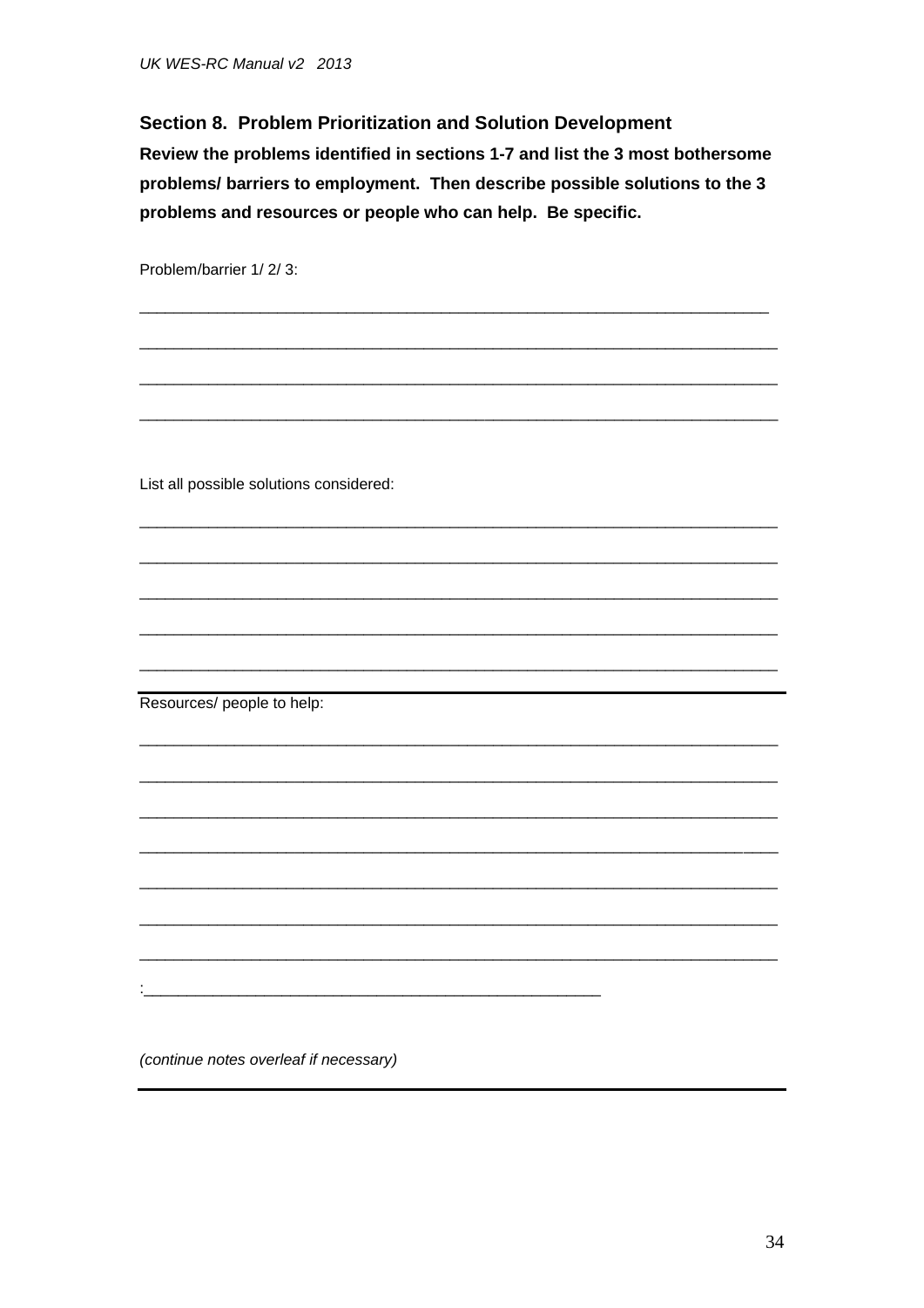## Section 8. Problem Prioritization and Solution Development

**Review the problems identified in sections 1-7 and list the 3 most bothersome problems/ barriers to employment. Then describe possible solutions to the 3 problems and resources or people who can help. Be specific.**

Problem/barrier 1/ 2/ 3:

___________________________________________________________________________

___________________________________________________________________________

___________________________________________________________________________

___________________________________________________________________________

List all possible solutions considered:

___________________________________________________________________________

___________________________________________________________________________

___________________________________________________________________________

___________________________________________________________________________

___________________________________________________________________________

Resources/ people to help:

___________________________________________________________________________

___________________________________________________________________________

___________________________________________________________________________

___________________________________________________________________________

___________________________________________________________________________

___________________________________________________________________________

___________________________________________________________________________

:_______________________________________________________

*(continue notes overleaf if necessary)*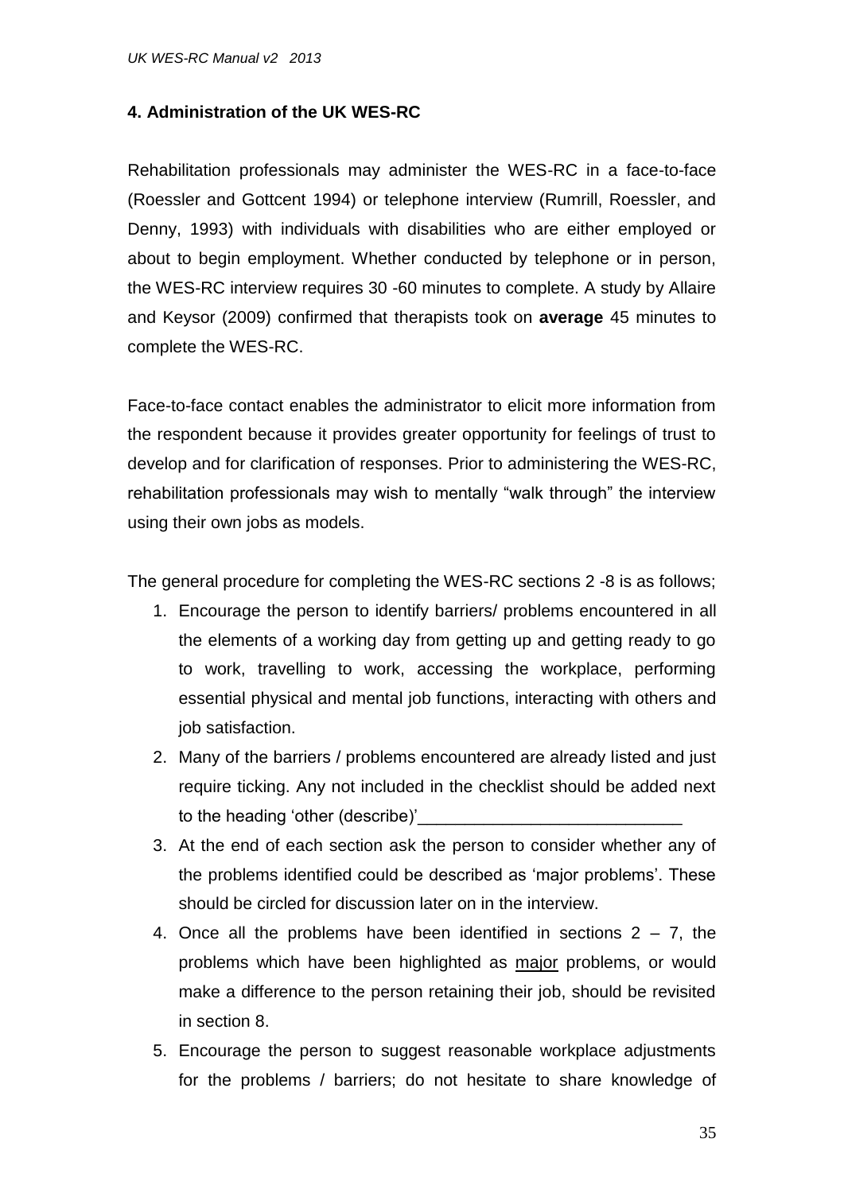## 4. Administration of the UK WES-RC

Rehabilitation professionals may administer the WES-RC in a face-to-face (Roessler and Gottcent 1994) or telephone interview (Rumrill, Roessler, and Denny, 1993) with individuals with disabilities who are either employed or about to begin employment. Whether conducted by telephone or in person, the WES-RC interview requires 30 -60 minutes to complete. A study by Allaire and Keysor (2009) confirmed that therapists took on **average** 45 minutes to complete the WES-RC.

Face-to-face contact enables the administrator to elicit more information from the respondent because it provides greater opportunity for feelings of trust to develop and for clarification of responses. Prior to administering the WES-RC, rehabilitation professionals may wish to mentally "walk through" the interview using their own jobs as models.

The general procedure for completing the WES-RC sections 2 -8 is as follows;

1. Encourage the person to identify barriers/ problems encountered in all the elements of a working day from getting up and getting ready to go to work, travelling to work, accessing the workplace, performing essential physical and mental job functions, interacting with others and job satisfaction.
2. Many of the barriers / problems encountered are already listed and just require ticking. Any not included in the checklist should be added next to the heading 'other (describe)'\_\_\_\_\_\_\_\_\_\_\_\_\_\_\_\_\_\_\_\_\_\_\_\_\_\_\_\_
3. At the end of each section ask the person to consider whether any of the problems identified could be described as 'major problems'. These should be circled for discussion later on in the interview.
4. Once all the problems have been identified in sections 2 – 7, the problems which have been highlighted as <u>major</u> problems, or would make a difference to the person retaining their job, should be revisited in section 8.
5. Encourage the person to suggest reasonable workplace adjustments for the problems / barriers; do not hesitate to share knowledge of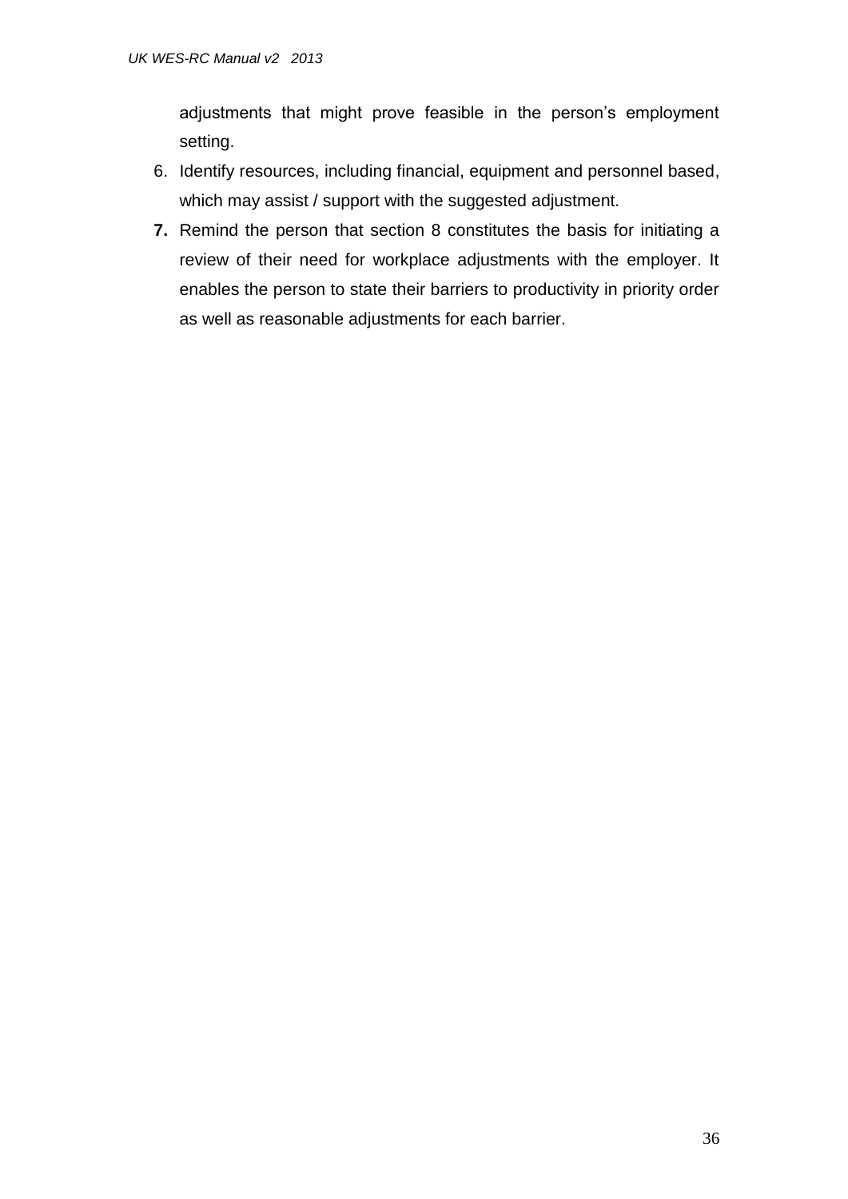adjustments that might prove feasible in the person's employment setting.

6. Identify resources, including financial, equipment and personnel based, which may assist / support with the suggested adjustment.
7. Remind the person that section 8 constitutes the basis for initiating a review of their need for workplace adjustments with the employer. It enables the person to state their barriers to productivity in priority order as well as reasonable adjustments for each barrier.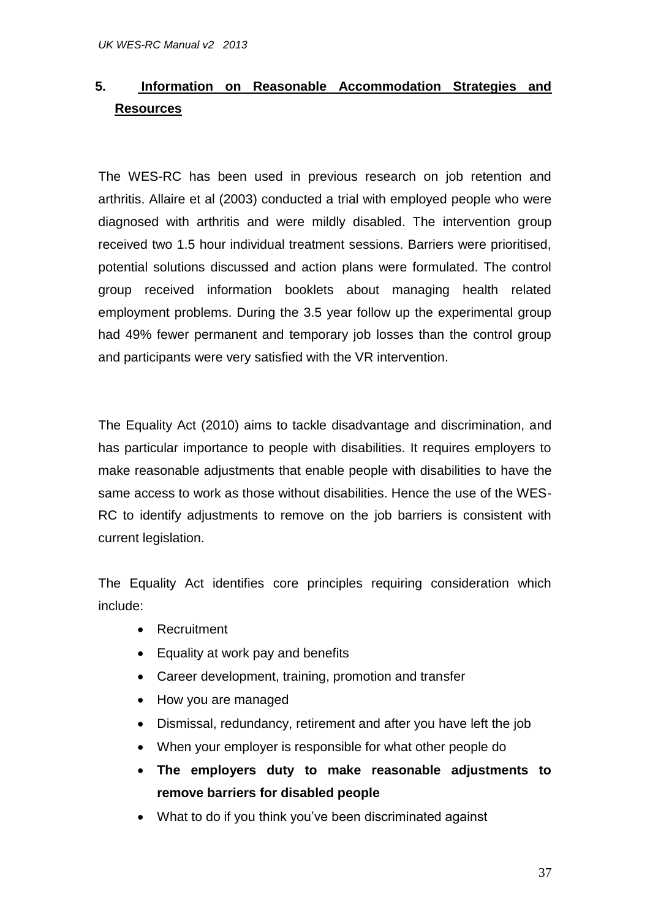## 5. Information on Reasonable Accommodation Strategies and Resources

The WES-RC has been used in previous research on job retention and arthritis. Allaire et al (2003) conducted a trial with employed people who were diagnosed with arthritis and were mildly disabled. The intervention group received two 1.5 hour individual treatment sessions. Barriers were prioritised, potential solutions discussed and action plans were formulated. The control group received information booklets about managing health related employment problems. During the 3.5 year follow up the experimental group had 49% fewer permanent and temporary job losses than the control group and participants were very satisfied with the VR intervention.

The Equality Act (2010) aims to tackle disadvantage and discrimination, and has particular importance to people with disabilities. It requires employers to make reasonable adjustments that enable people with disabilities to have the same access to work as those without disabilities. Hence the use of the WES-RC to identify adjustments to remove on the job barriers is consistent with current legislation.

The Equality Act identifies core principles requiring consideration which include:

- Recruitment
- Equality at work pay and benefits
- Career development, training, promotion and transfer
- How you are managed
- Dismissal, redundancy, retirement and after you have left the job
- When your employer is responsible for what other people do
- **The employers duty to make reasonable adjustments to remove barriers for disabled people**
- What to do if you think you've been discriminated against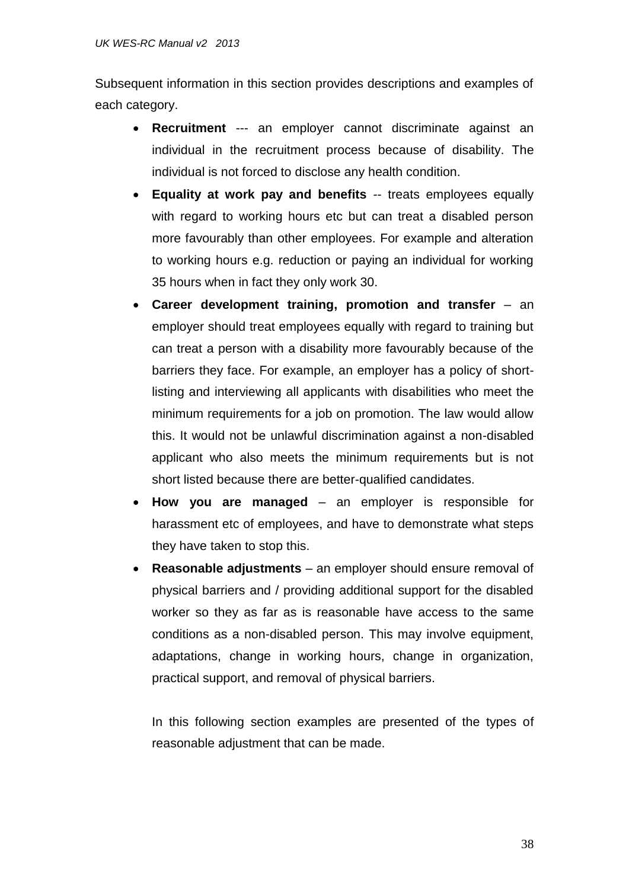Subsequent information in this section provides descriptions and examples of each category.

- **Recruitment** --- an employer cannot discriminate against an individual in the recruitment process because of disability. The individual is not forced to disclose any health condition.
- **Equality at work pay and benefits** -- treats employees equally with regard to working hours etc but can treat a disabled person more favourably than other employees. For example and alteration to working hours e.g. reduction or paying an individual for working 35 hours when in fact they only work 30.
- **Career development training, promotion and transfer** – an employer should treat employees equally with regard to training but can treat a person with a disability more favourably because of the barriers they face. For example, an employer has a policy of short-listing and interviewing all applicants with disabilities who meet the minimum requirements for a job on promotion. The law would allow this. It would not be unlawful discrimination against a non-disabled applicant who also meets the minimum requirements but is not short listed because there are better-qualified candidates.
- **How you are managed** – an employer is responsible for harassment etc of employees, and have to demonstrate what steps they have taken to stop this.
- **Reasonable adjustments** – an employer should ensure removal of physical barriers and / providing additional support for the disabled worker so they as far as is reasonable have access to the same conditions as a non-disabled person. This may involve equipment, adaptations, change in working hours, change in organization, practical support, and removal of physical barriers.

  In this following section examples are presented of the types of reasonable adjustment that can be made.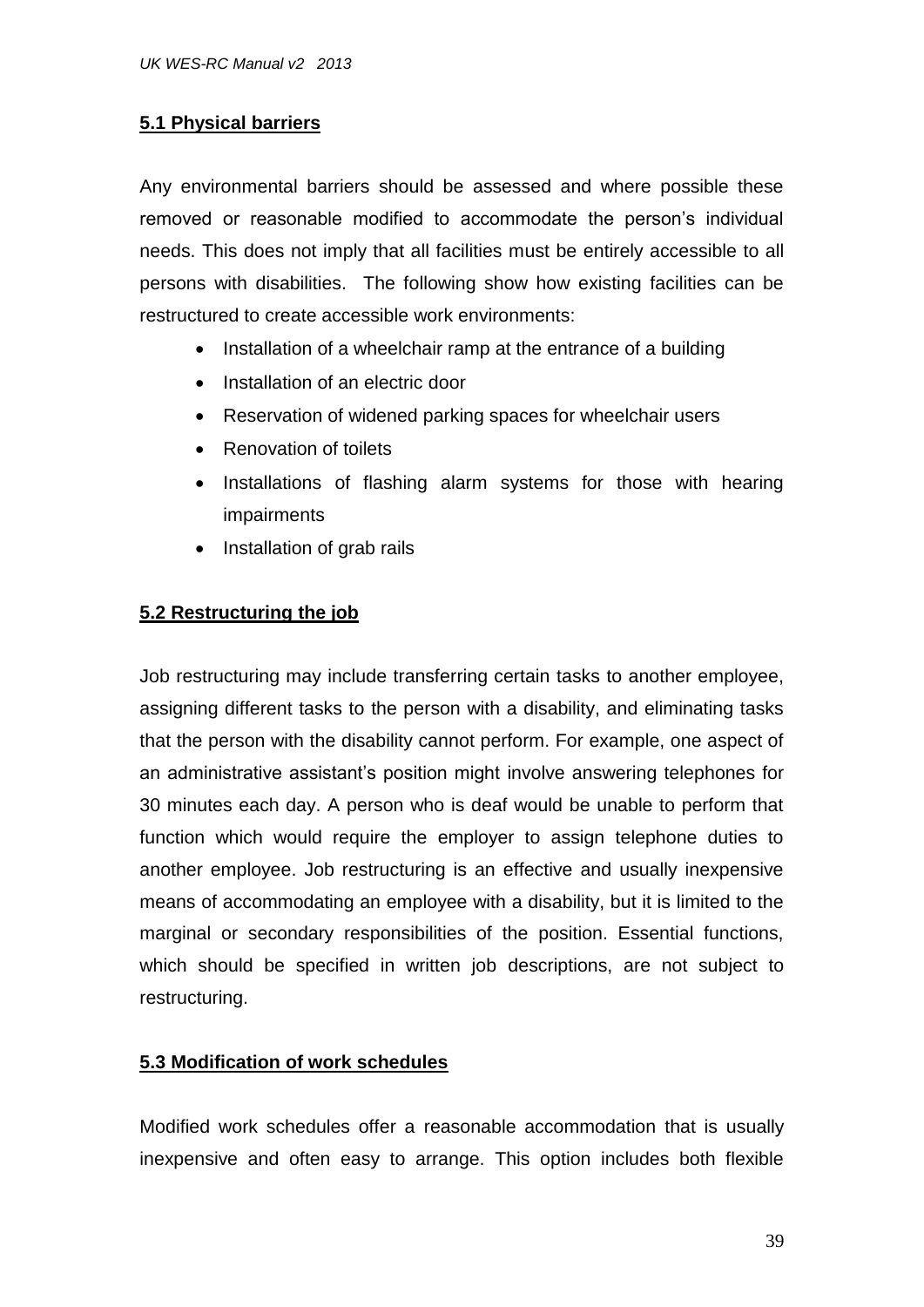### 5.1 Physical barriers

Any environmental barriers should be assessed and where possible these removed or reasonable modified to accommodate the person's individual needs. This does not imply that all facilities must be entirely accessible to all persons with disabilities. The following show how existing facilities can be restructured to create accessible work environments:

- Installation of a wheelchair ramp at the entrance of a building
- Installation of an electric door
- Reservation of widened parking spaces for wheelchair users
- Renovation of toilets
- Installations of flashing alarm systems for those with hearing impairments
- Installation of grab rails

### 5.2 Restructuring the job

Job restructuring may include transferring certain tasks to another employee, assigning different tasks to the person with a disability, and eliminating tasks that the person with the disability cannot perform. For example, one aspect of an administrative assistant's position might involve answering telephones for 30 minutes each day. A person who is deaf would be unable to perform that function which would require the employer to assign telephone duties to another employee. Job restructuring is an effective and usually inexpensive means of accommodating an employee with a disability, but it is limited to the marginal or secondary responsibilities of the position. Essential functions, which should be specified in written job descriptions, are not subject to restructuring.

### 5.3 Modification of work schedules

Modified work schedules offer a reasonable accommodation that is usually inexpensive and often easy to arrange. This option includes both flexible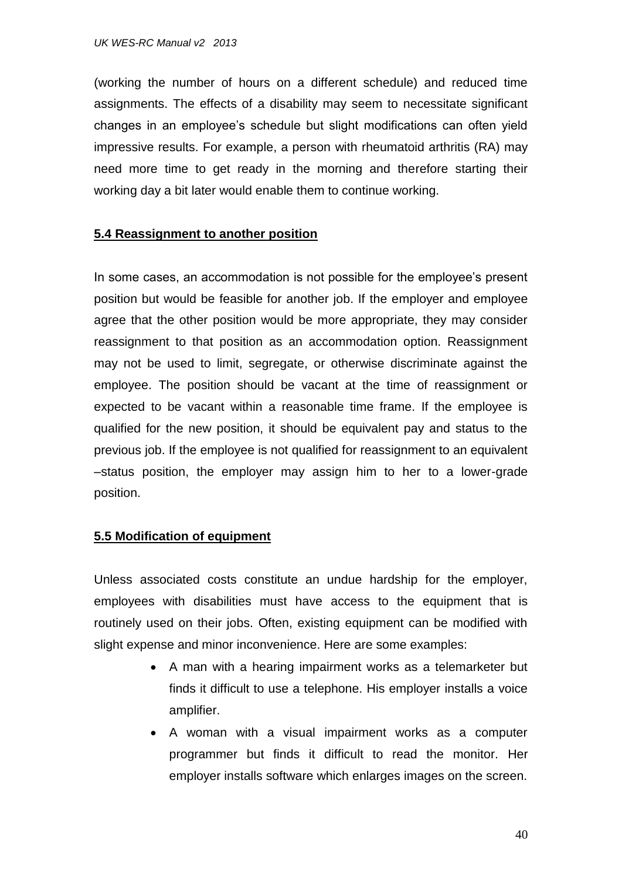(working the number of hours on a different schedule) and reduced time assignments. The effects of a disability may seem to necessitate significant changes in an employee's schedule but slight modifications can often yield impressive results. For example, a person with rheumatoid arthritis (RA) may need more time to get ready in the morning and therefore starting their working day a bit later would enable them to continue working.

## 5.4 Reassignment to another position

In some cases, an accommodation is not possible for the employee's present position but would be feasible for another job. If the employer and employee agree that the other position would be more appropriate, they may consider reassignment to that position as an accommodation option. Reassignment may not be used to limit, segregate, or otherwise discriminate against the employee. The position should be vacant at the time of reassignment or expected to be vacant within a reasonable time frame. If the employee is qualified for the new position, it should be equivalent pay and status to the previous job. If the employee is not qualified for reassignment to an equivalent –status position, the employer may assign him to her to a lower-grade position.

## 5.5 Modification of equipment

Unless associated costs constitute an undue hardship for the employer, employees with disabilities must have access to the equipment that is routinely used on their jobs. Often, existing equipment can be modified with slight expense and minor inconvenience. Here are some examples:

- A man with a hearing impairment works as a telemarketer but finds it difficult to use a telephone. His employer installs a voice amplifier.
- A woman with a visual impairment works as a computer programmer but finds it difficult to read the monitor. Her employer installs software which enlarges images on the screen.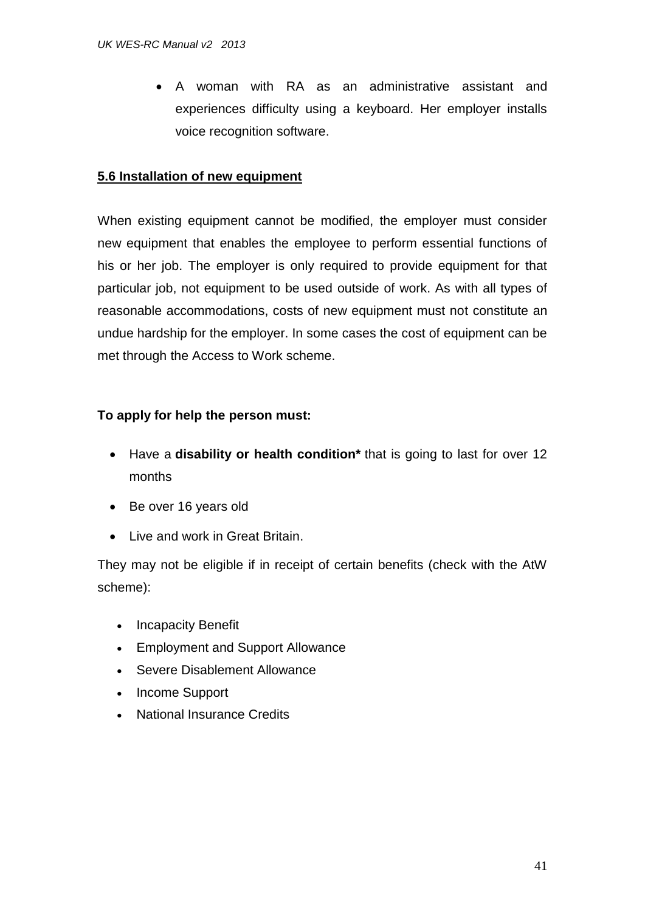- A woman with RA as an administrative assistant and experiences difficulty using a keyboard. Her employer installs voice recognition software.

**5.6 Installation of new equipment**

When existing equipment cannot be modified, the employer must consider new equipment that enables the employee to perform essential functions of his or her job. The employer is only required to provide equipment for that particular job, not equipment to be used outside of work. As with all types of reasonable accommodations, costs of new equipment must not constitute an undue hardship for the employer. In some cases the cost of equipment can be met through the Access to Work scheme.

**To apply for help the person must:**

- Have a **disability or health condition*** that is going to last for over 12 months
- Be over 16 years old
- Live and work in Great Britain.

They may not be eligible if in receipt of certain benefits (check with the AtW scheme):

- Incapacity Benefit
- Employment and Support Allowance
- Severe Disablement Allowance
- Income Support
- National Insurance Credits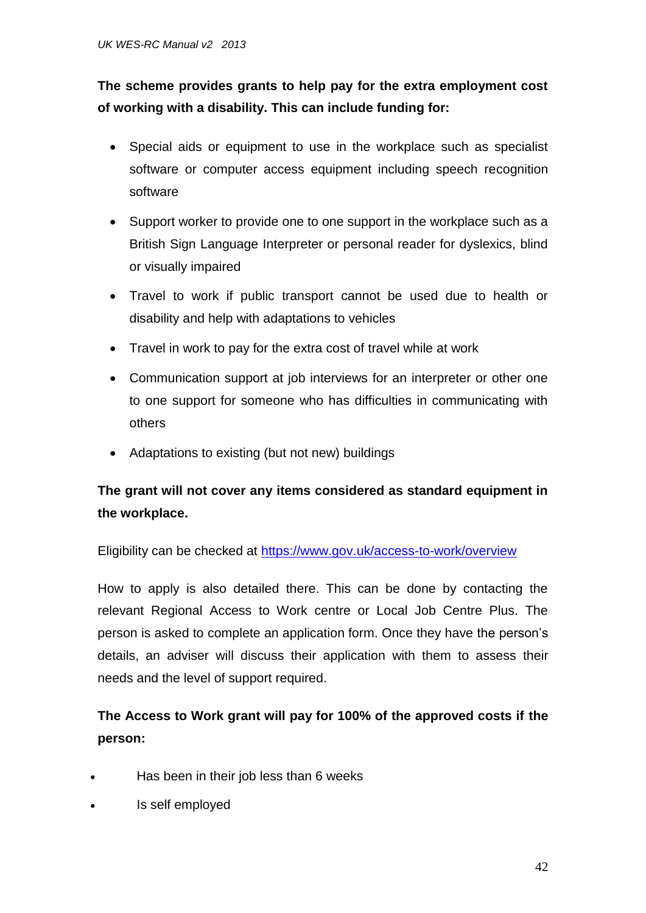**The scheme provides grants to help pay for the extra employment cost of working with a disability. This can include funding for:**

- Special aids or equipment to use in the workplace such as specialist software or computer access equipment including speech recognition software
- Support worker to provide one to one support in the workplace such as a British Sign Language Interpreter or personal reader for dyslexics, blind or visually impaired
- Travel to work if public transport cannot be used due to health or disability and help with adaptations to vehicles
- Travel in work to pay for the extra cost of travel while at work
- Communication support at job interviews for an interpreter or other one to one support for someone who has difficulties in communicating with others
- Adaptations to existing (but not new) buildings

**The grant will not cover any items considered as standard equipment in the workplace.**

Eligibility can be checked at [https://www.gov.uk/access-to-work/overview](https://www.gov.uk/access-to-work/overview)

How to apply is also detailed there. This can be done by contacting the relevant Regional Access to Work centre or Local Job Centre Plus. The person is asked to complete an application form. Once they have the person's details, an adviser will discuss their application with them to assess their needs and the level of support required.

**The Access to Work grant will pay for 100% of the approved costs if the person:**

- Has been in their job less than 6 weeks
- Is self employed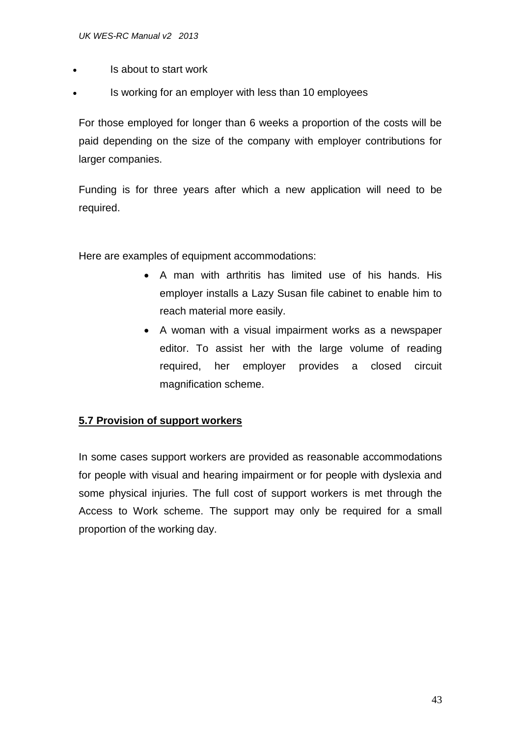- Is about to start work
- Is working for an employer with less than 10 employees

For those employed for longer than 6 weeks a proportion of the costs will be paid depending on the size of the company with employer contributions for larger companies.

Funding is for three years after which a new application will need to be required.

Here are examples of equipment accommodations:

- A man with arthritis has limited use of his hands. His employer installs a Lazy Susan file cabinet to enable him to reach material more easily.
- A woman with a visual impairment works as a newspaper editor. To assist her with the large volume of reading required, her employer provides a closed circuit magnification scheme.

## 5.7 Provision of support workers

In some cases support workers are provided as reasonable accommodations for people with visual and hearing impairment or for people with dyslexia and some physical injuries. The full cost of support workers is met through the Access to Work scheme. The support may only be required for a small proportion of the working day.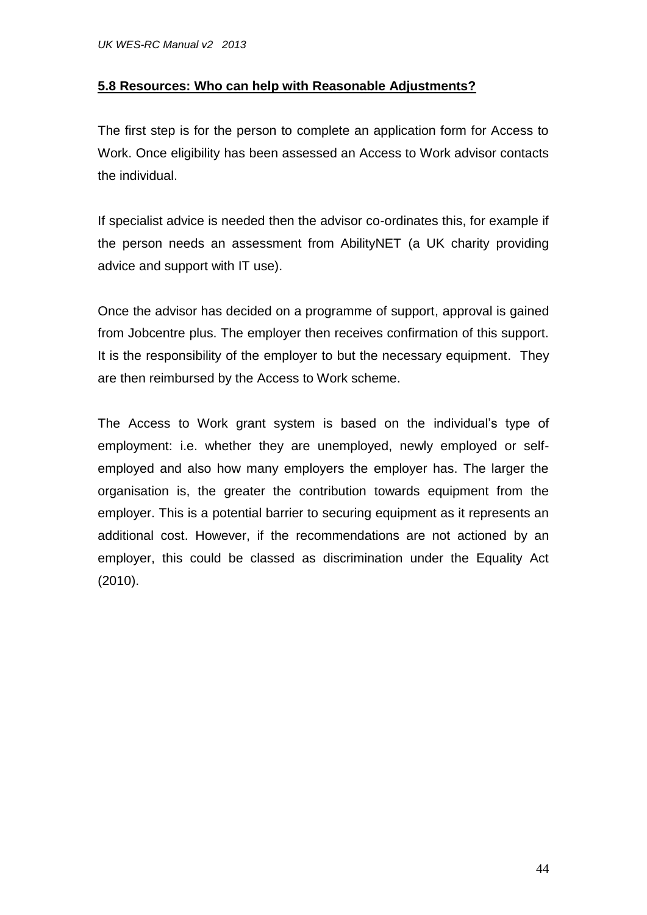## **5.8 Resources: Who can help with Reasonable Adjustments?**

The first step is for the person to complete an application form for Access to Work. Once eligibility has been assessed an Access to Work advisor contacts the individual.

If specialist advice is needed then the advisor co-ordinates this, for example if the person needs an assessment from AbilityNET (a UK charity providing advice and support with IT use).

Once the advisor has decided on a programme of support, approval is gained from Jobcentre plus. The employer then receives confirmation of this support. It is the responsibility of the employer to but the necessary equipment. They are then reimbursed by the Access to Work scheme.

The Access to Work grant system is based on the individual's type of employment: i.e. whether they are unemployed, newly employed or self-employed and also how many employers the employer has. The larger the organisation is, the greater the contribution towards equipment from the employer. This is a potential barrier to securing equipment as it represents an additional cost. However, if the recommendations are not actioned by an employer, this could be classed as discrimination under the Equality Act (2010).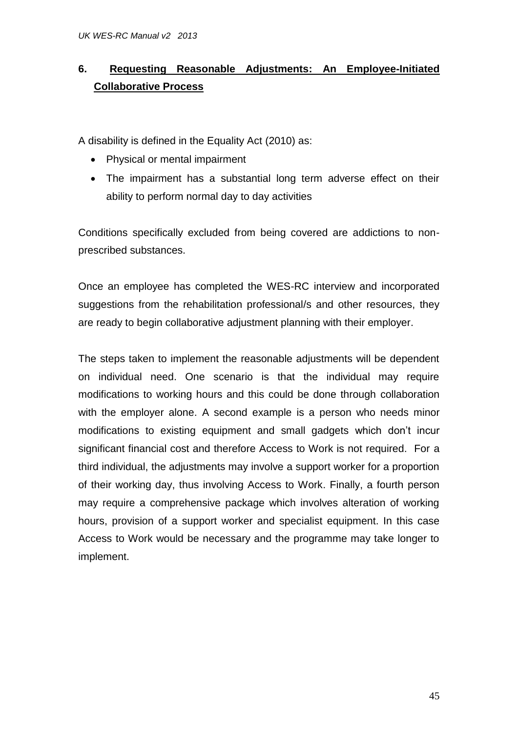## 6. Requesting Reasonable Adjustments: An Employee-Initiated Collaborative Process

A disability is defined in the Equality Act (2010) as:

- Physical or mental impairment
- The impairment has a substantial long term adverse effect on their ability to perform normal day to day activities

Conditions specifically excluded from being covered are addictions to non-prescribed substances.

Once an employee has completed the WES-RC interview and incorporated suggestions from the rehabilitation professional/s and other resources, they are ready to begin collaborative adjustment planning with their employer.

The steps taken to implement the reasonable adjustments will be dependent on individual need. One scenario is that the individual may require modifications to working hours and this could be done through collaboration with the employer alone. A second example is a person who needs minor modifications to existing equipment and small gadgets which don't incur significant financial cost and therefore Access to Work is not required. For a third individual, the adjustments may involve a support worker for a proportion of their working day, thus involving Access to Work. Finally, a fourth person may require a comprehensive package which involves alteration of working hours, provision of a support worker and specialist equipment. In this case Access to Work would be necessary and the programme may take longer to implement.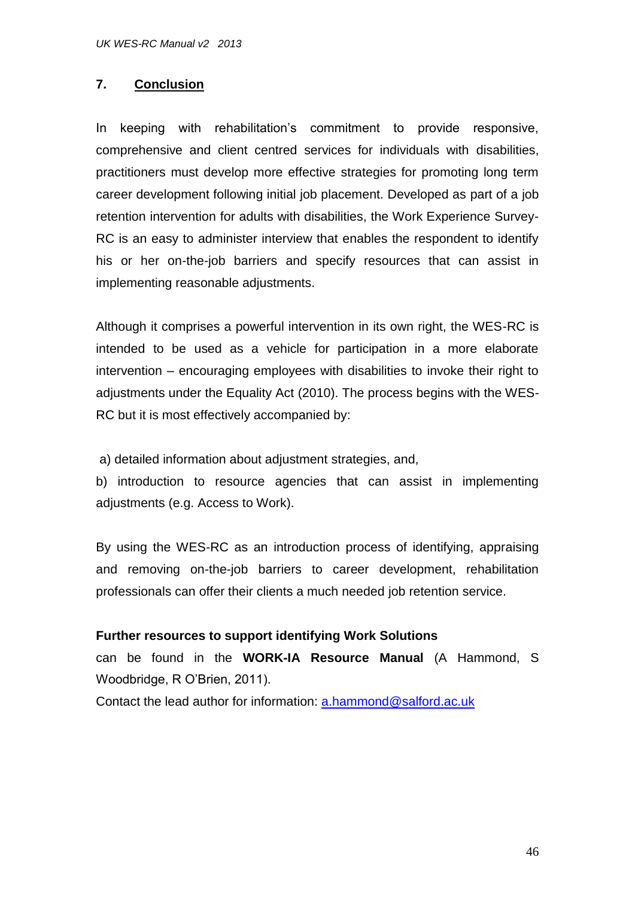## 7. Conclusion

In keeping with rehabilitation's commitment to provide responsive, comprehensive and client centred services for individuals with disabilities, practitioners must develop more effective strategies for promoting long term career development following initial job placement. Developed as part of a job retention intervention for adults with disabilities, the Work Experience Survey-RC is an easy to administer interview that enables the respondent to identify his or her on-the-job barriers and specify resources that can assist in implementing reasonable adjustments.

Although it comprises a powerful intervention in its own right, the WES-RC is intended to be used as a vehicle for participation in a more elaborate intervention – encouraging employees with disabilities to invoke their right to adjustments under the Equality Act (2010). The process begins with the WES-RC but it is most effectively accompanied by:

a) detailed information about adjustment strategies, and,

b) introduction to resource agencies that can assist in implementing adjustments (e.g. Access to Work).

By using the WES-RC as an introduction process of identifying, appraising and removing on-the-job barriers to career development, rehabilitation professionals can offer their clients a much needed job retention service.

**Further resources to support identifying Work Solutions** can be found in the **WORK-IA Resource Manual** (A Hammond, S Woodbridge, R O'Brien, 2011).

Contact the lead author for information: a.hammond@salford.ac.uk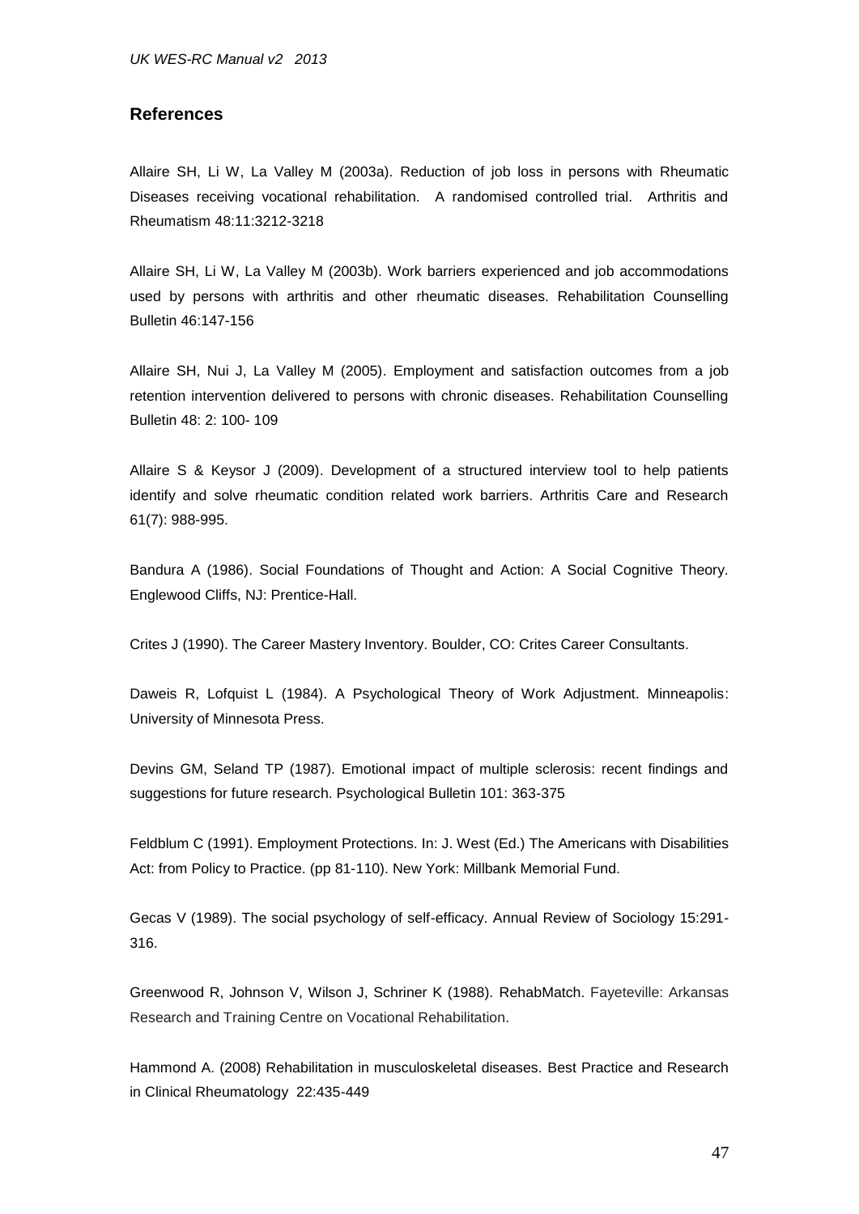## References

Allaire SH, Li W, La Valley M (2003a). Reduction of job loss in persons with Rheumatic Diseases receiving vocational rehabilitation. A randomised controlled trial. Arthritis and Rheumatism 48:11:3212-3218

Allaire SH, Li W, La Valley M (2003b). Work barriers experienced and job accommodations used by persons with arthritis and other rheumatic diseases. Rehabilitation Counselling Bulletin 46:147-156

Allaire SH, Nui J, La Valley M (2005). Employment and satisfaction outcomes from a job retention intervention delivered to persons with chronic diseases. Rehabilitation Counselling Bulletin 48: 2: 100- 109

Allaire S & Keysor J (2009). Development of a structured interview tool to help patients identify and solve rheumatic condition related work barriers. Arthritis Care and Research 61(7): 988-995.

Bandura A (1986). Social Foundations of Thought and Action: A Social Cognitive Theory. Englewood Cliffs, NJ: Prentice-Hall.

Crites J (1990). The Career Mastery Inventory. Boulder, CO: Crites Career Consultants.

Daweis R, Lofquist L (1984). A Psychological Theory of Work Adjustment. Minneapolis: University of Minnesota Press.

Devins GM, Seland TP (1987). Emotional impact of multiple sclerosis: recent findings and suggestions for future research. Psychological Bulletin 101: 363-375

Feldblum C (1991). Employment Protections. In: J. West (Ed.) The Americans with Disabilities Act: from Policy to Practice. (pp 81-110). New York: Millbank Memorial Fund.

Gecas V (1989). The social psychology of self-efficacy. Annual Review of Sociology 15:291-316.

Greenwood R, Johnson V, Wilson J, Schriner K (1988). RehabMatch. Fayeteville: Arkansas Research and Training Centre on Vocational Rehabilitation.

Hammond A. (2008) Rehabilitation in musculoskeletal diseases. Best Practice and Research in Clinical Rheumatology 22:435-449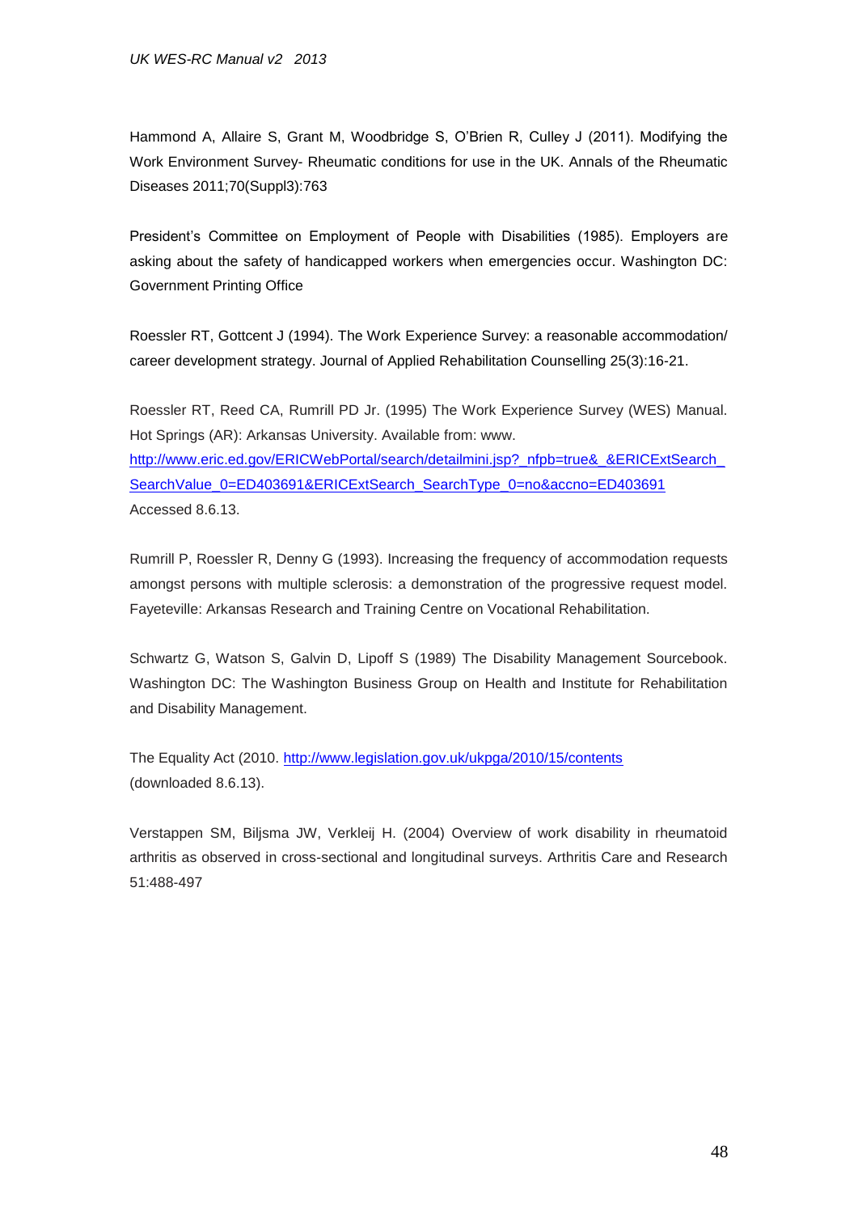Hammond A, Allaire S, Grant M, Woodbridge S, O'Brien R, Culley J (2011). Modifying the Work Environment Survey- Rheumatic conditions for use in the UK. Annals of the Rheumatic Diseases 2011;70(Suppl3):763

President's Committee on Employment of People with Disabilities (1985). Employers are asking about the safety of handicapped workers when emergencies occur. Washington DC: Government Printing Office

Roessler RT, Gottcent J (1994). The Work Experience Survey: a reasonable accommodation/ career development strategy. Journal of Applied Rehabilitation Counselling 25(3):16-21.

Roessler RT, Reed CA, Rumrill PD Jr. (1995) The Work Experience Survey (WES) Manual. Hot Springs (AR): Arkansas University. Available from: www. http://www.eric.ed.gov/ERICWebPortal/search/detailmini.jsp?_nfpb=true&_&ERICExtSearch_SearchValue_0=ED403691&ERICExtSearch_SearchType_0=no&accno=ED403691 Accessed 8.6.13.

Rumrill P, Roessler R, Denny G (1993). Increasing the frequency of accommodation requests amongst persons with multiple sclerosis: a demonstration of the progressive request model. Fayeteville: Arkansas Research and Training Centre on Vocational Rehabilitation.

Schwartz G, Watson S, Galvin D, Lipoff S (1989) The Disability Management Sourcebook. Washington DC: The Washington Business Group on Health and Institute for Rehabilitation and Disability Management.

The Equality Act (2010. http://www.legislation.gov.uk/ukpga/2010/15/contents (downloaded 8.6.13).

Verstappen SM, Biljsma JW, Verkleij H. (2004) Overview of work disability in rheumatoid arthritis as observed in cross-sectional and longitudinal surveys. Arthritis Care and Research 51:488-497